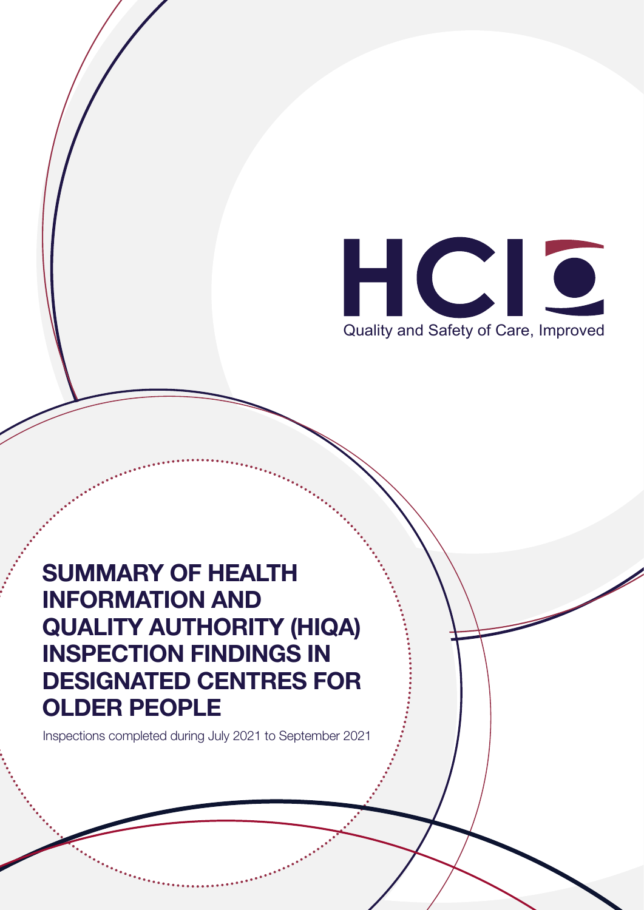HCI

Quality and Safety of Care, Improved

# SUMMARY OF HEALTH INFORMATION AND QUALITY AUTHORITY (HIQA) INSPECTION FINDINGS IN DESIGNATED CENTRES FOR OLDER PEOPLE

Inspections completed during July 2021 to September 2021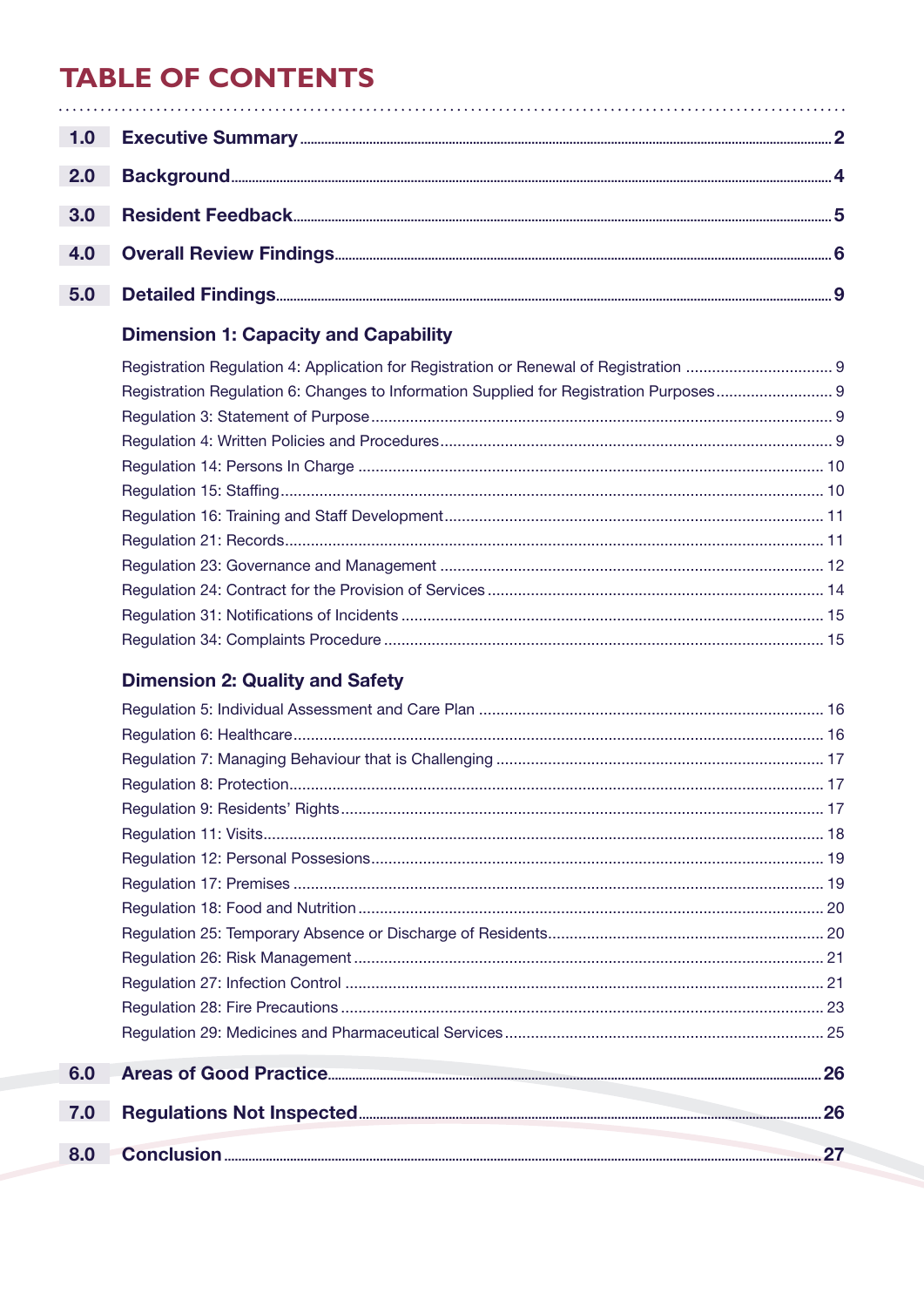# TABLE OF CONTENTS

| | | |
|---|---|---|
| 1.0 | **Executive Summary** | 2 |
| 2.0 | **Background** | 4 |
| 3.0 | **Resident Feedback** | 5 |
| 4.0 | **Overall Review Findings** | 6 |
| 5.0 | **Detailed Findings** | 9 |

### Dimension 1: Capacity and Capability

| | |
|---|---|
| Registration Regulation 4: Application for Registration or Renewal of Registration | 9 |
| Registration Regulation 6: Changes to Information Supplied for Registration Purposes | 9 |
| Regulation 3: Statement of Purpose | 9 |
| Regulation 4: Written Policies and Procedures | 9 |
| Regulation 14: Persons In Charge | 10 |
| Regulation 15: Staffing | 10 |
| Regulation 16: Training and Staff Development | 11 |
| Regulation 21: Records | 11 |
| Regulation 23: Governance and Management | 12 |
| Regulation 24: Contract for the Provision of Services | 14 |
| Regulation 31: Notifications of Incidents | 15 |
| Regulation 34: Complaints Procedure | 15 |

### Dimension 2: Quality and Safety

| | |
|---|---|
| Regulation 5: Individual Assessment and Care Plan | 16 |
| Regulation 6: Healthcare | 16 |
| Regulation 7: Managing Behaviour that is Challenging | 17 |
| Regulation 8: Protection | 17 |
| Regulation 9: Residents' Rights | 17 |
| Regulation 11: Visits | 18 |
| Regulation 12: Personal Possesions | 19 |
| Regulation 17: Premises | 19 |
| Regulation 18: Food and Nutrition | 20 |
| Regulation 25: Temporary Absence or Discharge of Residents | 20 |
| Regulation 26: Risk Management | 21 |
| Regulation 27: Infection Control | 21 |
| Regulation 28: Fire Precautions | 23 |
| Regulation 29: Medicines and Pharmaceutical Services | 25 |

| | | |
|---|---|---|
| 6.0 | **Areas of Good Practice** | 26 |
| 7.0 | **Regulations Not Inspected** | 26 |
| 8.0 | **Conclusion** | 27 |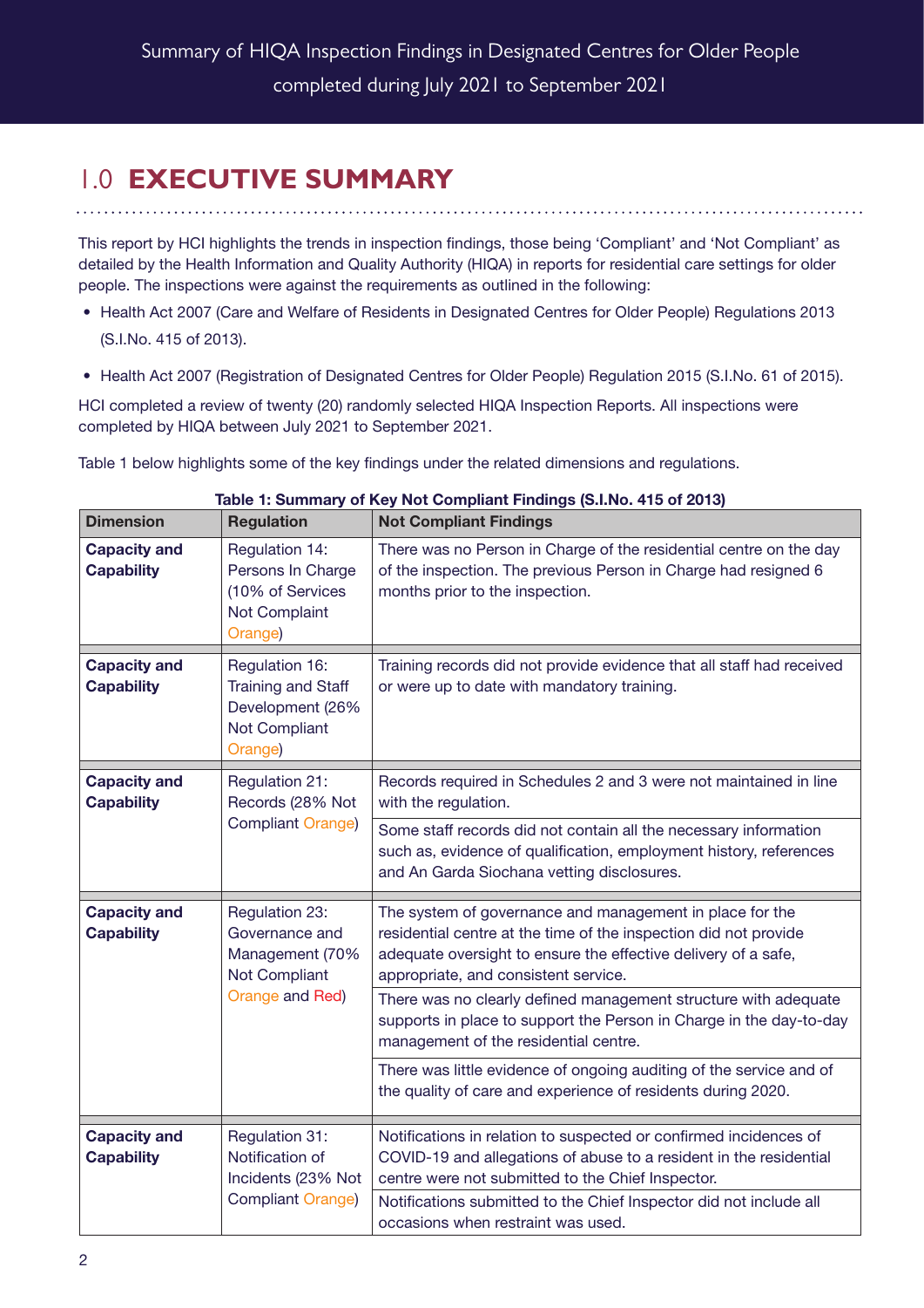# 1.0 EXECUTIVE SUMMARY

This report by HCI highlights the trends in inspection findings, those being 'Compliant' and 'Not Compliant' as detailed by the Health Information and Quality Authority (HIQA) in reports for residential care settings for older people. The inspections were against the requirements as outlined in the following:

- Health Act 2007 (Care and Welfare of Residents in Designated Centres for Older People) Regulations 2013 (S.I.No. 415 of 2013).
- Health Act 2007 (Registration of Designated Centres for Older People) Regulation 2015 (S.I.No. 61 of 2015).

HCI completed a review of twenty (20) randomly selected HIQA Inspection Reports. All inspections were completed by HIQA between July 2021 to September 2021.

Table 1 below highlights some of the key findings under the related dimensions and regulations.

**Table 1: Summary of Key Not Compliant Findings (S.I.No. 415 of 2013)**

| Dimension | Regulation | Not Compliant Findings |
|---|---|---|
| **Capacity and Capability** | Regulation 14: Persons In Charge (10% of Services Not Complaint Orange) | There was no Person in Charge of the residential centre on the day of the inspection. The previous Person in Charge had resigned 6 months prior to the inspection. |
| **Capacity and Capability** | Regulation 16: Training and Staff Development (26% Not Compliant Orange) | Training records did not provide evidence that all staff had received or were up to date with mandatory training. |
| **Capacity and Capability** | Regulation 21: Records (28% Not Compliant Orange) | Records required in Schedules 2 and 3 were not maintained in line with the regulation. |
| | | Some staff records did not contain all the necessary information such as, evidence of qualification, employment history, references and An Garda Siochana vetting disclosures. |
| **Capacity and Capability** | Regulation 23: Governance and Management (70% Not Compliant Orange and Red) | The system of governance and management in place for the residential centre at the time of the inspection did not provide adequate oversight to ensure the effective delivery of a safe, appropriate, and consistent service. |
| | | There was no clearly defined management structure with adequate supports in place to support the Person in Charge in the day-to-day management of the residential centre. |
| | | There was little evidence of ongoing auditing of the service and of the quality of care and experience of residents during 2020. |
| **Capacity and Capability** | Regulation 31: Notification of Incidents (23% Not Compliant Orange) | Notifications in relation to suspected or confirmed incidences of COVID-19 and allegations of abuse to a resident in the residential centre were not submitted to the Chief Inspector. |
| | | Notifications submitted to the Chief Inspector did not include all occasions when restraint was used. |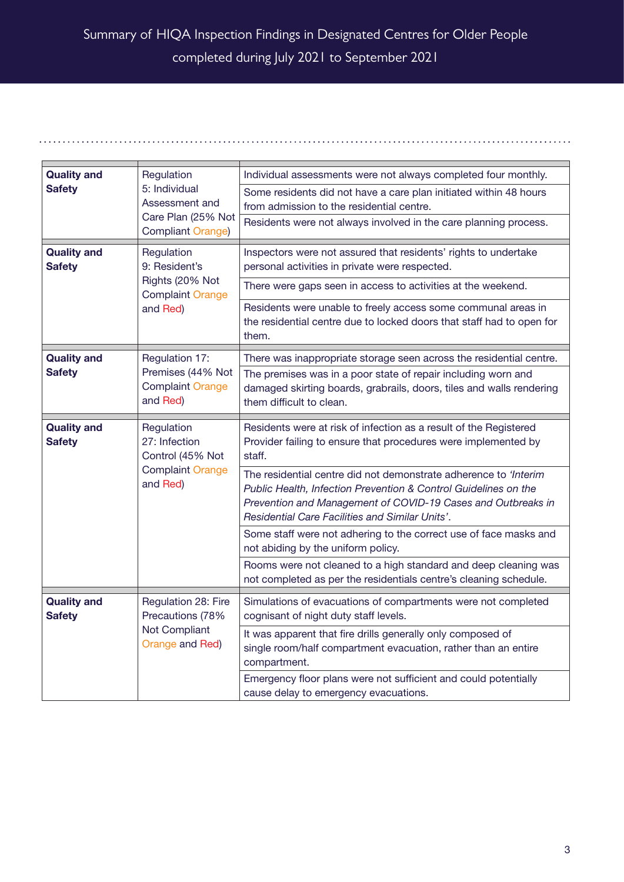Summary of HIQA Inspection Findings in Designated Centres for Older People completed during July 2021 to September 2021

| | | |
|---|---|---|
| **Quality and Safety** | Regulation 5: Individual Assessment and Care Plan (25% Not Compliant Orange) | Individual assessments were not always completed four monthly. |
| | | Some residents did not have a care plan initiated within 48 hours from admission to the residential centre. |
| | | Residents were not always involved in the care planning process. |
| **Quality and Safety** | Regulation 9: Resident's Rights (20% Not Compliant Orange and Red) | Inspectors were not assured that residents' rights to undertake personal activities in private were respected. |
| | | There were gaps seen in access to activities at the weekend. |
| | | Residents were unable to freely access some communal areas in the residential centre due to locked doors that staff had to open for them. |
| **Quality and Safety** | Regulation 17: Premises (44% Not Compliant Orange and Red) | There was inappropriate storage seen across the residential centre. |
| | | The premises was in a poor state of repair including worn and damaged skirting boards, grabrails, doors, tiles and walls rendering them difficult to clean. |
| **Quality and Safety** | Regulation 27: Infection Control (45% Not Compliant Orange and Red) | Residents were at risk of infection as a result of the Registered Provider failing to ensure that procedures were implemented by staff. |
| | | The residential centre did not demonstrate adherence to *'Interim Public Health, Infection Prevention & Control Guidelines on the Prevention and Management of COVID-19 Cases and Outbreaks in Residential Care Facilities and Similar Units'*. |
| | | Some staff were not adhering to the correct use of face masks and not abiding by the uniform policy. |
| | | Rooms were not cleaned to a high standard and deep cleaning was not completed as per the residentials centre's cleaning schedule. |
| **Quality and Safety** | Regulation 28: Fire Precautions (78% Not Compliant Orange and Red) | Simulations of evacuations of compartments were not completed cognisant of night duty staff levels. |
| | | It was apparent that fire drills generally only composed of single room/half compartment evacuation, rather than an entire compartment. |
| | | Emergency floor plans were not sufficient and could potentially cause delay to emergency evacuations. |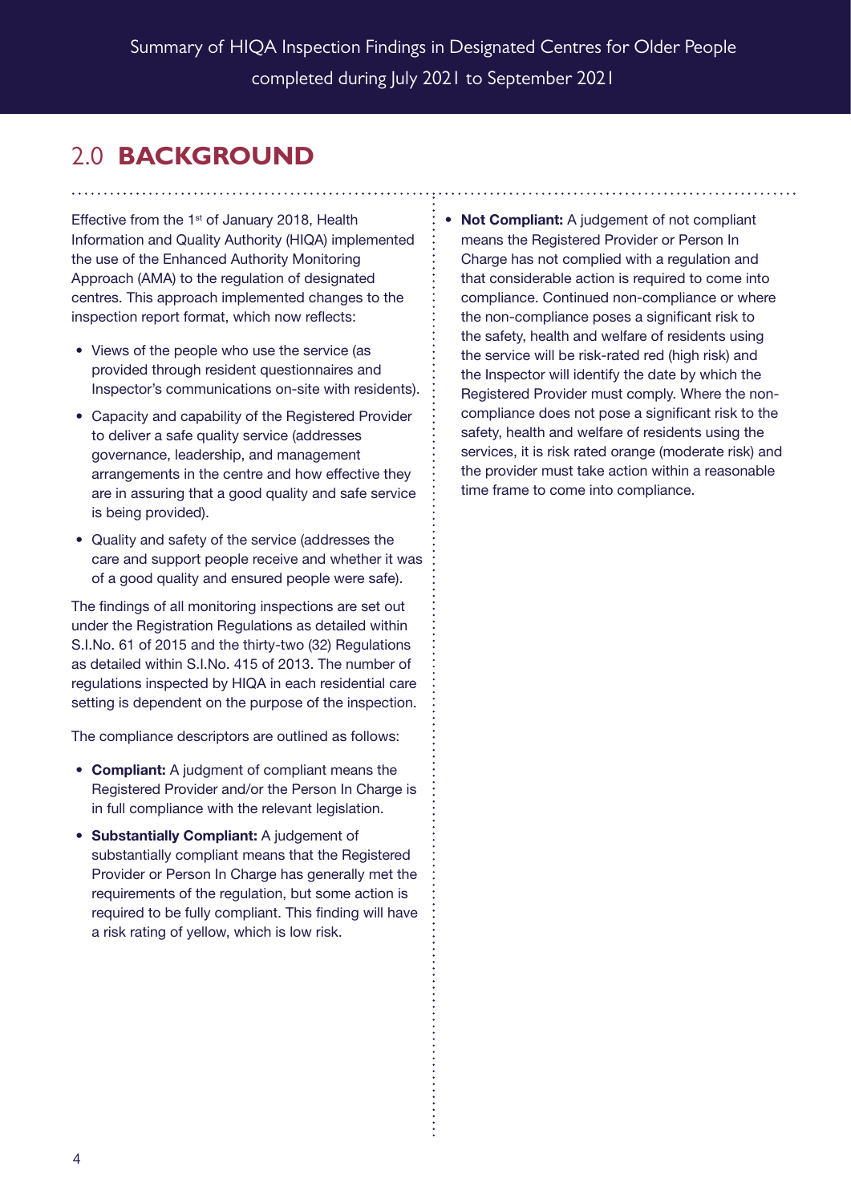## 2.0 BACKGROUND

Effective from the 1st of January 2018, Health Information and Quality Authority (HIQA) implemented the use of the Enhanced Authority Monitoring Approach (AMA) to the regulation of designated centres. This approach implemented changes to the inspection report format, which now reflects:

- Views of the people who use the service (as provided through resident questionnaires and Inspector's communications on-site with residents).
- Capacity and capability of the Registered Provider to deliver a safe quality service (addresses governance, leadership, and management arrangements in the centre and how effective they are in assuring that a good quality and safe service is being provided).
- Quality and safety of the service (addresses the care and support people receive and whether it was of a good quality and ensured people were safe).

The findings of all monitoring inspections are set out under the Registration Regulations as detailed within S.I.No. 61 of 2015 and the thirty-two (32) Regulations as detailed within S.I.No. 415 of 2013. The number of regulations inspected by HIQA in each residential care setting is dependent on the purpose of the inspection.

The compliance descriptors are outlined as follows:

- **Compliant:** A judgment of compliant means the Registered Provider and/or the Person In Charge is in full compliance with the relevant legislation.
- **Substantially Compliant:** A judgement of substantially compliant means that the Registered Provider or Person In Charge has generally met the requirements of the regulation, but some action is required to be fully compliant. This finding will have a risk rating of yellow, which is low risk.
- **Not Compliant:** A judgement of not compliant means the Registered Provider or Person In Charge has not complied with a regulation and that considerable action is required to come into compliance. Continued non-compliance or where the non-compliance poses a significant risk to the safety, health and welfare of residents using the service will be risk-rated red (high risk) and the Inspector will identify the date by which the Registered Provider must comply. Where the non-compliance does not pose a significant risk to the safety, health and welfare of residents using the services, it is risk rated orange (moderate risk) and the provider must take action within a reasonable time frame to come into compliance.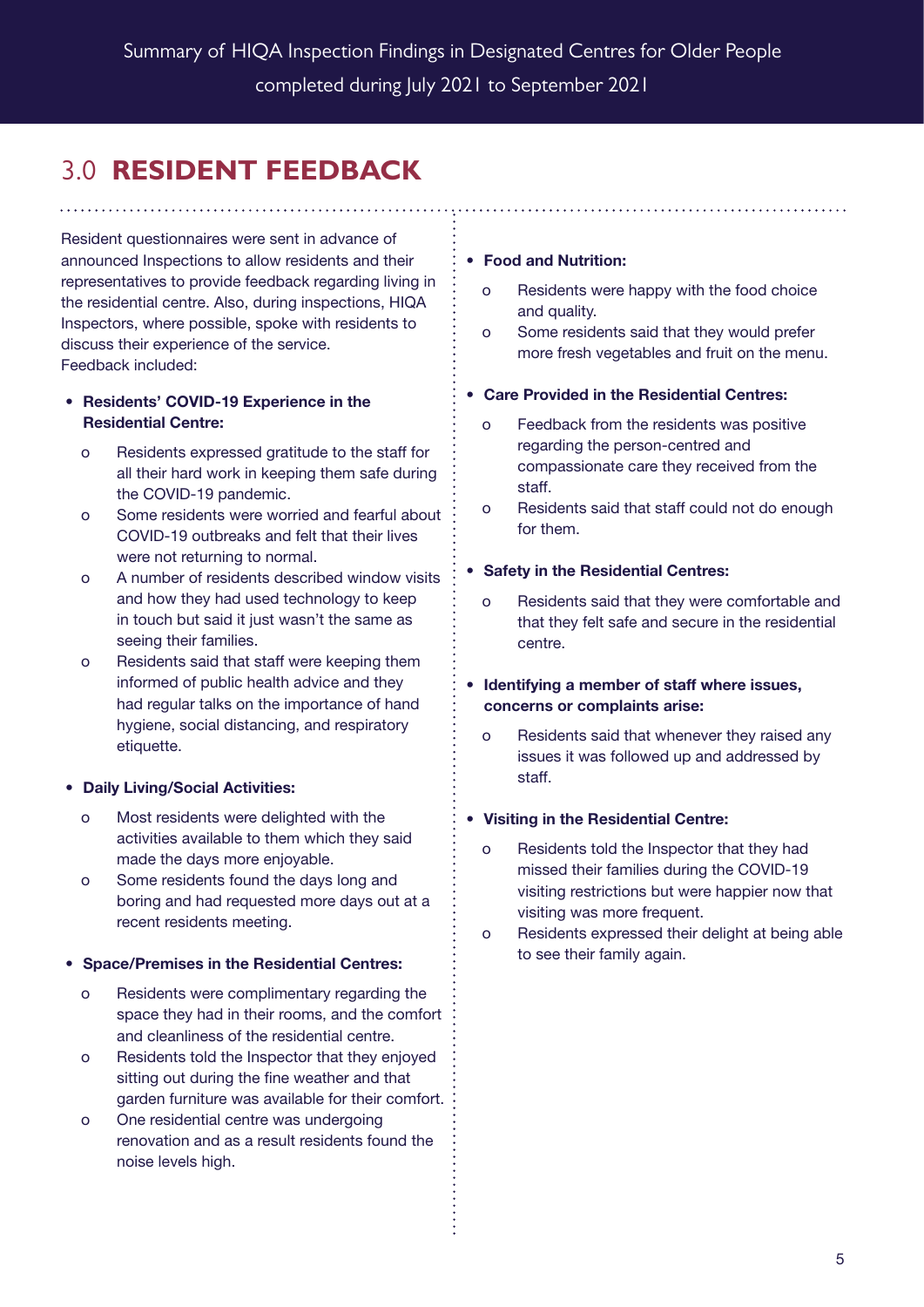## 3.0 RESIDENT FEEDBACK

Resident questionnaires were sent in advance of announced Inspections to allow residents and their representatives to provide feedback regarding living in the residential centre. Also, during inspections, HIQA Inspectors, where possible, spoke with residents to discuss their experience of the service. Feedback included:

- **Residents' COVID-19 Experience in the Residential Centre:**
  - Residents expressed gratitude to the staff for all their hard work in keeping them safe during the COVID-19 pandemic.
  - Some residents were worried and fearful about COVID-19 outbreaks and felt that their lives were not returning to normal.
  - A number of residents described window visits and how they had used technology to keep in touch but said it just wasn't the same as seeing their families.
  - Residents said that staff were keeping them informed of public health advice and they had regular talks on the importance of hand hygiene, social distancing, and respiratory etiquette.

- **Daily Living/Social Activities:**
  - Most residents were delighted with the activities available to them which they said made the days more enjoyable.
  - Some residents found the days long and boring and had requested more days out at a recent residents meeting.

- **Space/Premises in the Residential Centres:**
  - Residents were complimentary regarding the space they had in their rooms, and the comfort and cleanliness of the residential centre.
  - Residents told the Inspector that they enjoyed sitting out during the fine weather and that garden furniture was available for their comfort.
  - One residential centre was undergoing renovation and as a result residents found the noise levels high.

- **Food and Nutrition:**
  - Residents were happy with the food choice and quality.
  - Some residents said that they would prefer more fresh vegetables and fruit on the menu.

- **Care Provided in the Residential Centres:**
  - Feedback from the residents was positive regarding the person-centred and compassionate care they received from the staff.
  - Residents said that staff could not do enough for them.

- **Safety in the Residential Centres:**
  - Residents said that they were comfortable and that they felt safe and secure in the residential centre.

- **Identifying a member of staff where issues, concerns or complaints arise:**
  - Residents said that whenever they raised any issues it was followed up and addressed by staff.

- **Visiting in the Residential Centre:**
  - Residents told the Inspector that they had missed their families during the COVID-19 visiting restrictions but were happier now that visiting was more frequent.
  - Residents expressed their delight at being able to see their family again.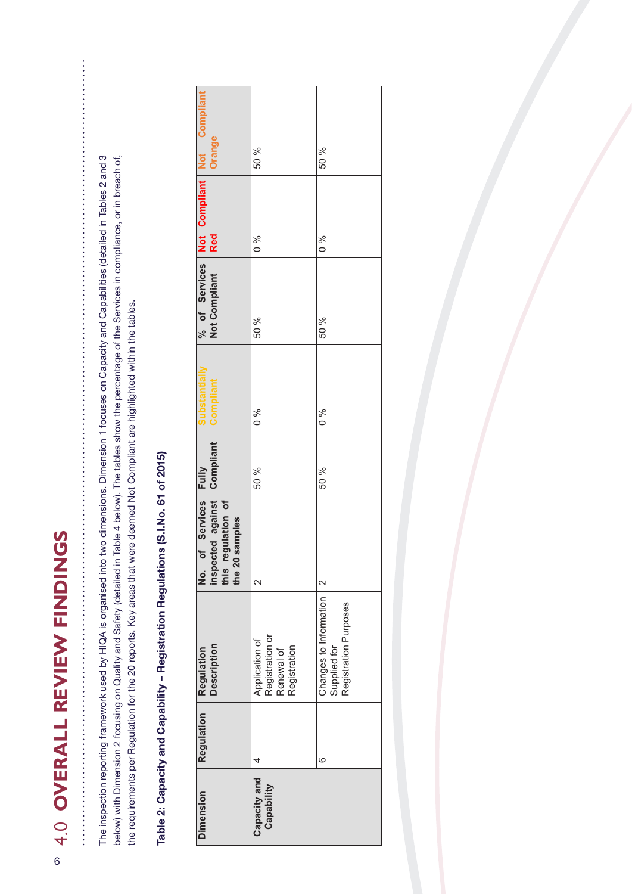# 4.0 OVERALL REVIEW FINDINGS

The inspection reporting framework used by HIQA is organised into two dimensions. Dimension 1 focuses on Capacity and Capabilities (detailed in Tables 2 and 3 below) with Dimension 2 focusing on Quality and Safety (detailed in Table 4 below). The tables show the percentage of the Services in compliance, or in breach of, the requirements per Regulation for the 20 reports. Key areas that were deemed Not Compliant are highlighted within the tables.

**Table 2: Capacity and Capability – Registration Regulations (S.I.No. 61 of 2015)**

| Dimension | Regulation | Regulation Description | No. of Services inspected against this regulation of the 20 samples | Fully Compliant | Substantially Compliant | % of Services Not Compliant | Not Compliant Red | Not Compliant Orange |
|---|---|---|---|---|---|---|---|---|
| Capacity and Capability | 4 | Application of Registration or Renewal of Registration | 2 | 50 % | 0 % | 50 % | 0 % | 50 % |
| | 6 | Changes to Information Supplied for Registration Purposes | 2 | 50 % | 0 % | 50 % | 0 % | 50 % |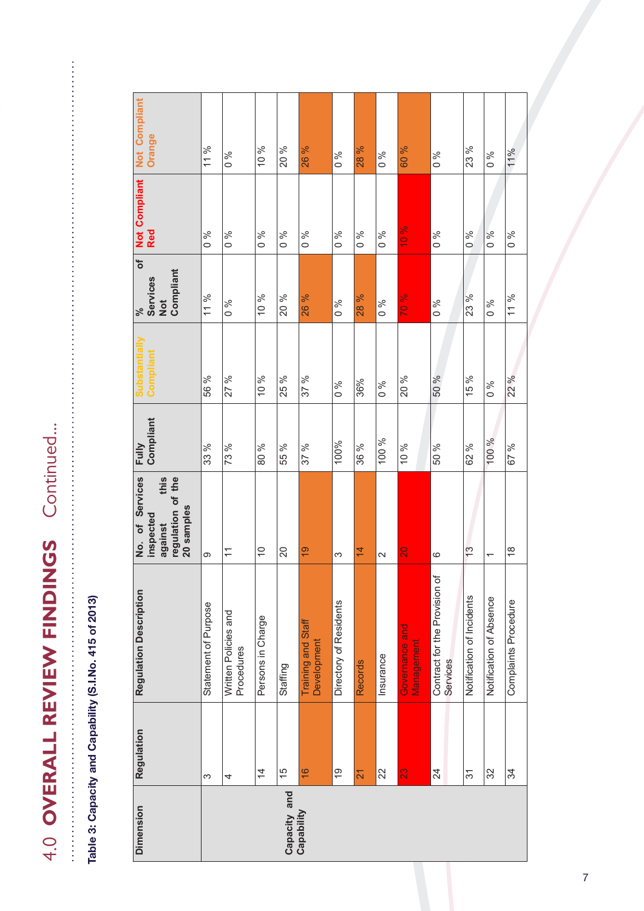# 4.0 OVERALL REVIEW FINDINGS Continued...

**Table 3: Capacity and Capability (S.I.No. 415 of 2013)**

| Dimension | Regulation | Regulation Description | No. of Services inspected against this regulation of the 20 samples | Fully Compliant | Substantially Compliant | % of Services Not Compliant | Not Compliant Red | Not Compliant Orange |
|---|---|---|---|---|---|---|---|---|
| Capacity and Capability | 3 | Statement of Purpose | 9 | 33 % | 56 % | 11 % | 0 % | 11 % |
| | 4 | Written Policies and Procedures | 11 | 73 % | 27 % | 0 % | 0 % | 0 % |
| | 14 | Persons in Charge | 10 | 80 % | 10 % | 10 % | 0 % | 10 % |
| | 15 | Staffing | 20 | 55 % | 25 % | 20 % | 0 % | 20 % |
| | 16 | Training and Staff Development | 19 | 37 % | 37 % | 26 % | 0 % | 26 % |
| | 19 | Directory of Residents | 3 | 100% | 0 % | 0 % | 0 % | 0 % |
| | 21 | Records | 14 | 36 % | 36% | 28 % | 0 % | 28 % |
| | 22 | Insurance | 2 | 100 % | 0 % | 0 % | 0 % | 0 % |
| | 23 | Governance and Management | 20 | 10 % | 20 % | 70 % | 10 % | 60 % |
| | 24 | Contract for the Provision of Services | 6 | 50 % | 50 % | 0 % | 0 % | 0 % |
| | 31 | Notification of Incidents | 13 | 62 % | 15 % | 23 % | 0 % | 23 % |
| | 32 | Notification of Absence | 1 | 100 % | 0 % | 0 % | 0 % | 0 % |
| | 34 | Complaints Procedure | 18 | 67 % | 22 % | 11 % | 0 % | 11% |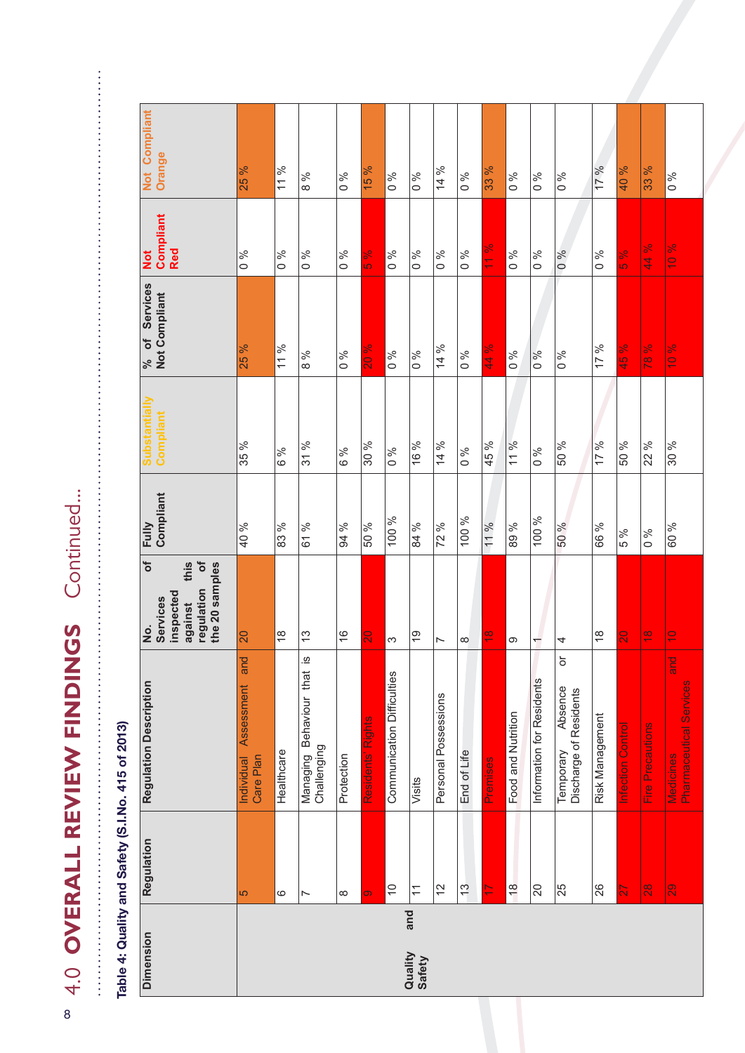# 4.0 OVERALL REVIEW FINDINGS Continued...

**Table 4: Quality and Safety (S.I.No. 415 of 2013)**

| Dimension | Regulation | Regulation Description | No. of Services inspected against this regulation of the 20 samples | Fully Compliant | Substantially Compliant | % of Services Not Compliant | Not Compliant Red | Not Compliant Orange |
|---|---|---|---|---|---|---|---|---|
| Quality and Safety | 5 | Individual Assessment and Care Plan | 20 | 40 % | 35 % | 25 % | 0 % | 25 % |
| | 6 | Healthcare | 18 | 83 % | 6 % | 11 % | 0 % | 11 % |
| | 7 | Managing Behaviour that is Challenging | 13 | 61 % | 31 % | 8 % | 0 % | 8 % |
| | 8 | Protection | 16 | 94 % | 6 % | 0 % | 0 % | 0 % |
| | 9 | Residents' Rights | 20 | 50 % | 30 % | 20 % | 5 % | 15 % |
| | 10 | Communication Difficulties | 3 | 100 % | 0 % | 0 % | 0 % | 0 % |
| | 11 | Visits | 19 | 84 % | 16 % | 0 % | 0 % | 0 % |
| | 12 | Personal Possessions | 7 | 72 % | 14 % | 14 % | 0 % | 14 % |
| | 13 | End of Life | 8 | 100 % | 0 % | 0 % | 0 % | 0 % |
| | 17 | Premises | 18 | 11 % | 45 % | 44 % | 11 % | 33 % |
| | 18 | Food and Nutrition | 9 | 89 % | 11 % | 0 % | 0 % | 0 % |
| | 20 | Information for Residents | 1 | 100 % | 0 % | 0 % | 0 % | 0 % |
| | 25 | Temporary Absence or Discharge of Residents | 4 | 50 % | 50 % | 0 % | 0 % | 0 % |
| | 26 | Risk Management | 18 | 66 % | 17 % | 17 % | 0 % | 17 % |
| | 27 | Infection Control | 20 | 5 % | 50 % | 45 % | 5 % | 40 % |
| | 28 | Fire Precautions | 18 | 0 % | 22 % | 78 % | 44 % | 33 % |
| | 29 | Medicines and Pharmaceutical Services | 10 | 60 % | 30 % | 10 % | 10 % | 0 % |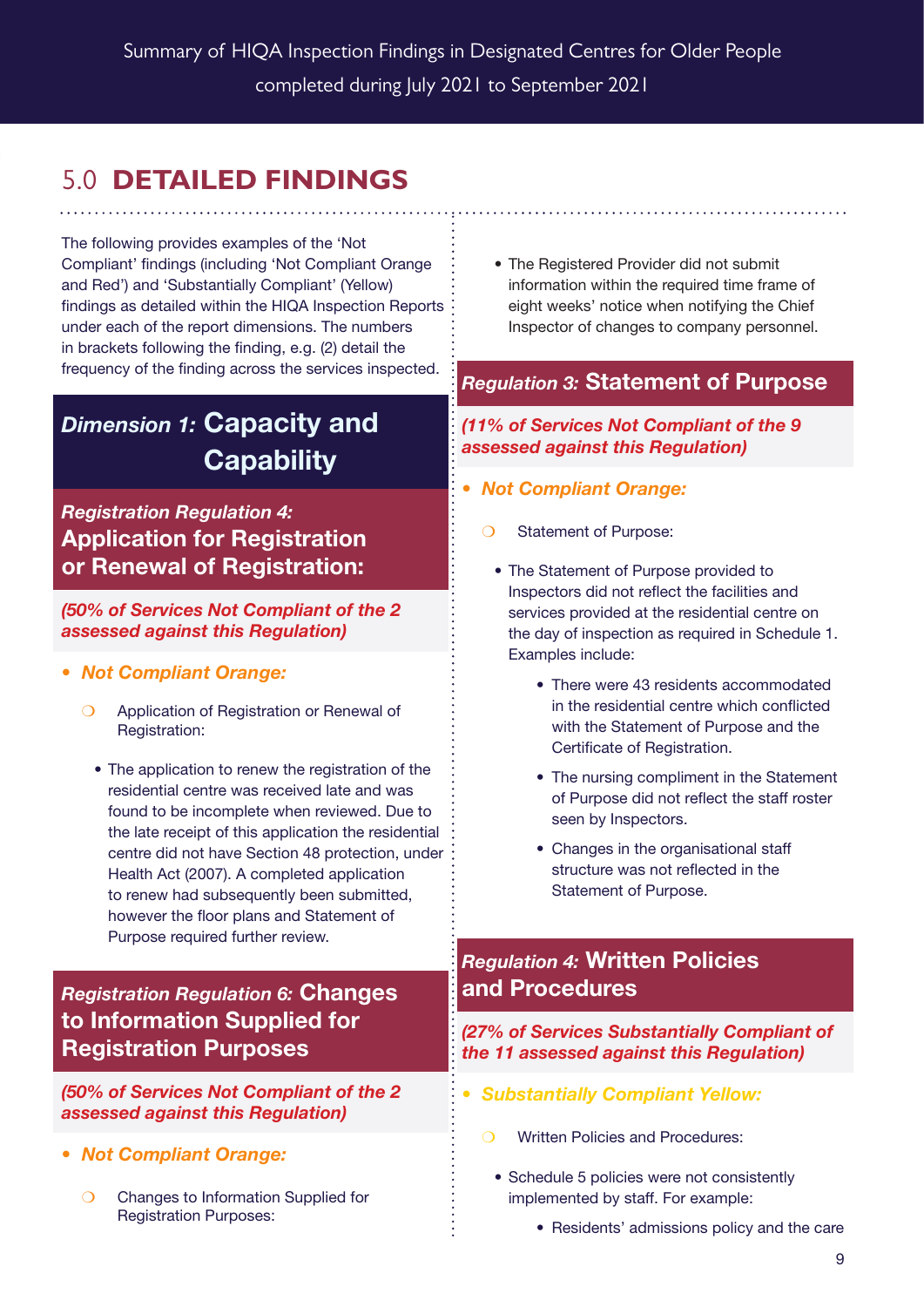## 5.0 DETAILED FINDINGS

The following provides examples of the 'Not Compliant' findings (including 'Not Compliant Orange and Red') and 'Substantially Compliant' (Yellow) findings as detailed within the HIQA Inspection Reports under each of the report dimensions. The numbers in brackets following the finding, e.g. (2) detail the frequency of the finding across the services inspected.

### *Dimension 1:* Capacity and Capability

#### *Registration Regulation 4:* Application for Registration or Renewal of Registration:

***(50% of Services Not Compliant of the 2 assessed against this Regulation)***

- ***Not Compliant Orange:***
  - Application of Registration or Renewal of Registration:
    - The application to renew the registration of the residential centre was received late and was found to be incomplete when reviewed. Due to the late receipt of this application the residential centre did not have Section 48 protection, under Health Act (2007). A completed application to renew had subsequently been submitted, however the floor plans and Statement of Purpose required further review.

#### *Registration Regulation 6:* Changes to Information Supplied for Registration Purposes

***(50% of Services Not Compliant of the 2 assessed against this Regulation)***

- ***Not Compliant Orange:***
  - Changes to Information Supplied for Registration Purposes:
    - The Registered Provider did not submit information within the required time frame of eight weeks' notice when notifying the Chief Inspector of changes to company personnel.

#### *Regulation 3:* Statement of Purpose

***(11% of Services Not Compliant of the 9 assessed against this Regulation)***

- ***Not Compliant Orange:***
  - Statement of Purpose:
    - The Statement of Purpose provided to Inspectors did not reflect the facilities and services provided at the residential centre on the day of inspection as required in Schedule 1. Examples include:
      - There were 43 residents accommodated in the residential centre which conflicted with the Statement of Purpose and the Certificate of Registration.
      - The nursing compliment in the Statement of Purpose did not reflect the staff roster seen by Inspectors.
      - Changes in the organisational staff structure was not reflected in the Statement of Purpose.

#### *Regulation 4:* Written Policies and Procedures

***(27% of Services Substantially Compliant of the 11 assessed against this Regulation)***

- ***Substantially Compliant Yellow:***
  - Written Policies and Procedures:
    - Schedule 5 policies were not consistently implemented by staff. For example:
      - Residents' admissions policy and the care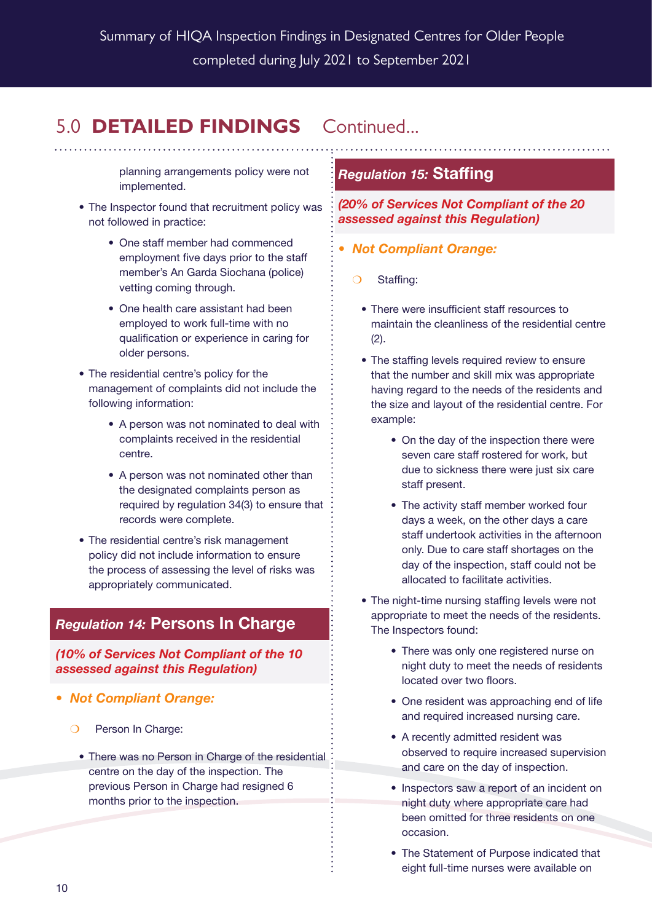## 5.0 DETAILED FINDINGS Continued...

planning arrangements policy were not implemented.

- The Inspector found that recruitment policy was not followed in practice:
    - One staff member had commenced employment five days prior to the staff member's An Garda Siochana (police) vetting coming through.
    - One health care assistant had been employed to work full-time with no qualification or experience in caring for older persons.
- The residential centre's policy for the management of complaints did not include the following information:
    - A person was not nominated to deal with complaints received in the residential centre.
    - A person was not nominated other than the designated complaints person as required by regulation 34(3) to ensure that records were complete.
- The residential centre's risk management policy did not include information to ensure the process of assessing the level of risks was appropriately communicated.

### *Regulation 14:* Persons In Charge

***(10% of Services Not Compliant of the 10 assessed against this Regulation)***

- ***Not Compliant Orange:***
    - Person In Charge:
        - There was no Person in Charge of the residential centre on the day of the inspection. The previous Person in Charge had resigned 6 months prior to the inspection.

### *Regulation 15:* Staffing

***(20% of Services Not Compliant of the 20 assessed against this Regulation)***

- ***Not Compliant Orange:***
    - Staffing:
        - There were insufficient staff resources to maintain the cleanliness of the residential centre (2).
        - The staffing levels required review to ensure that the number and skill mix was appropriate having regard to the needs of the residents and the size and layout of the residential centre. For example:
            - On the day of the inspection there were seven care staff rostered for work, but due to sickness there were just six care staff present.
            - The activity staff member worked four days a week, on the other days a care staff undertook activities in the afternoon only. Due to care staff shortages on the day of the inspection, staff could not be allocated to facilitate activities.
        - The night-time nursing staffing levels were not appropriate to meet the needs of the residents. The Inspectors found:
            - There was only one registered nurse on night duty to meet the needs of residents located over two floors.
            - One resident was approaching end of life and required increased nursing care.
            - A recently admitted resident was observed to require increased supervision and care on the day of inspection.
            - Inspectors saw a report of an incident on night duty where appropriate care had been omitted for three residents on one occasion.
            - The Statement of Purpose indicated that eight full-time nurses were available on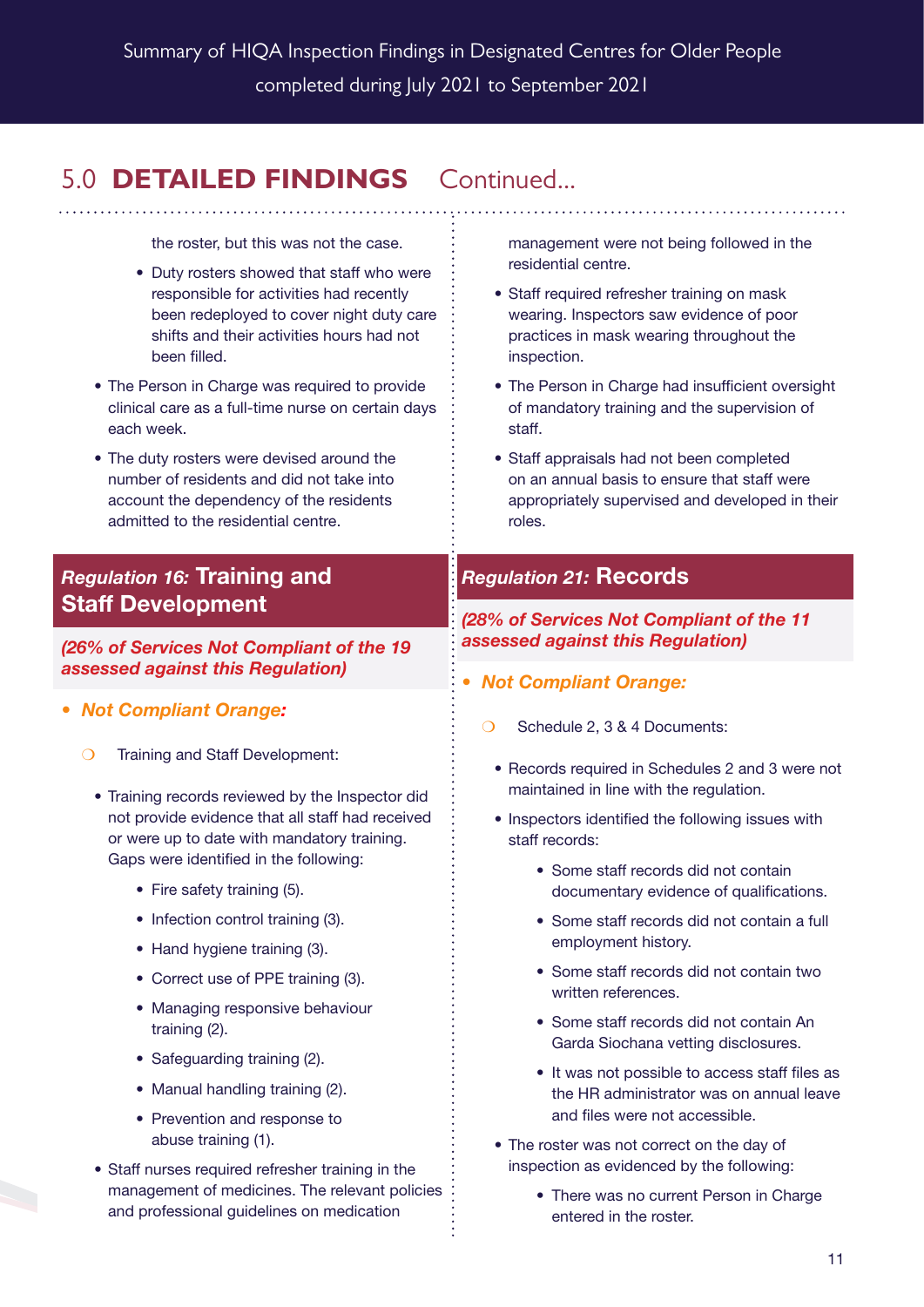## 5.0 **DETAILED FINDINGS** Continued...

the roster, but this was not the case.

- Duty rosters showed that staff who were responsible for activities had recently been redeployed to cover night duty care shifts and their activities hours had not been filled.
- The Person in Charge was required to provide clinical care as a full-time nurse on certain days each week.
- The duty rosters were devised around the number of residents and did not take into account the dependency of the residents admitted to the residential centre.

### *Regulation 16:* Training and Staff Development

***(26% of Services Not Compliant of the 19 assessed against this Regulation)***

- ***Not Compliant Orange:***
  - Training and Staff Development:
    - Training records reviewed by the Inspector did not provide evidence that all staff had received or were up to date with mandatory training. Gaps were identified in the following:
      - Fire safety training (5).
      - Infection control training (3).
      - Hand hygiene training (3).
      - Correct use of PPE training (3).
      - Managing responsive behaviour training (2).
      - Safeguarding training (2).
      - Manual handling training (2).
      - Prevention and response to abuse training (1).
    - Staff nurses required refresher training in the management of medicines. The relevant policies and professional guidelines on medication management were not being followed in the residential centre.
    - Staff required refresher training on mask wearing. Inspectors saw evidence of poor practices in mask wearing throughout the inspection.
    - The Person in Charge had insufficient oversight of mandatory training and the supervision of staff.
    - Staff appraisals had not been completed on an annual basis to ensure that staff were appropriately supervised and developed in their roles.

### *Regulation 21:* Records

***(28% of Services Not Compliant of the 11 assessed against this Regulation)***

- ***Not Compliant Orange:***
  - Schedule 2, 3 & 4 Documents:
    - Records required in Schedules 2 and 3 were not maintained in line with the regulation.
    - Inspectors identified the following issues with staff records:
      - Some staff records did not contain documentary evidence of qualifications.
      - Some staff records did not contain a full employment history.
      - Some staff records did not contain two written references.
      - Some staff records did not contain An Garda Siochana vetting disclosures.
      - It was not possible to access staff files as the HR administrator was on annual leave and files were not accessible.
    - The roster was not correct on the day of inspection as evidenced by the following:
      - There was no current Person in Charge entered in the roster.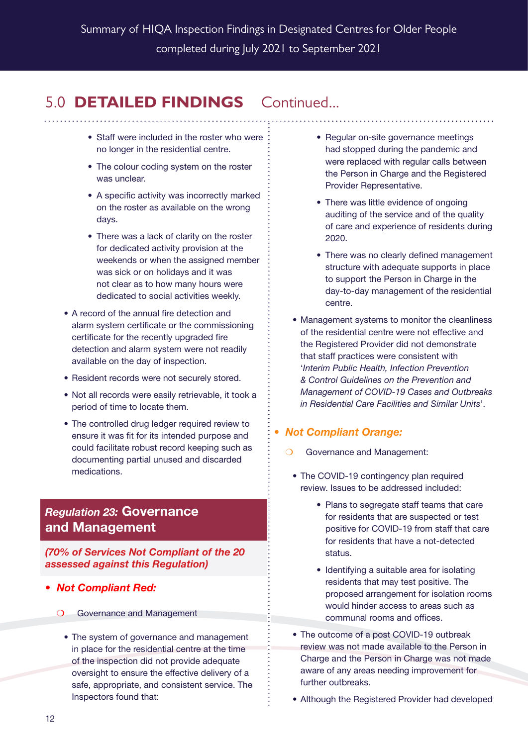## 5.0 DETAILED FINDINGS Continued...

- Staff were included in the roster who were no longer in the residential centre.
- The colour coding system on the roster was unclear.
- A specific activity was incorrectly marked on the roster as available on the wrong days.
- There was a lack of clarity on the roster for dedicated activity provision at the weekends or when the assigned member was sick or on holidays and it was not clear as to how many hours were dedicated to social activities weekly.

- A record of the annual fire detection and alarm system certificate or the commissioning certificate for the recently upgraded fire detection and alarm system were not readily available on the day of inspection.
- Resident records were not securely stored.
- Not all records were easily retrievable, it took a period of time to locate them.
- The controlled drug ledger required review to ensure it was fit for its intended purpose and could facilitate robust record keeping such as documenting partial unused and discarded medications.

### *Regulation 23:* Governance and Management

***(70% of Services Not Compliant of the 20 assessed against this Regulation)***

- ***Not Compliant Red:***
  - Governance and Management
    - The system of governance and management in place for the residential centre at the time of the inspection did not provide adequate oversight to ensure the effective delivery of a safe, appropriate, and consistent service. The Inspectors found that:
      - Regular on-site governance meetings had stopped during the pandemic and were replaced with regular calls between the Person in Charge and the Registered Provider Representative.
      - There was little evidence of ongoing auditing of the service and of the quality of care and experience of residents during 2020.
      - There was no clearly defined management structure with adequate supports in place to support the Person in Charge in the day-to-day management of the residential centre.
    - Management systems to monitor the cleanliness of the residential centre were not effective and the Registered Provider did not demonstrate that staff practices were consistent with '*Interim Public Health, Infection Prevention & Control Guidelines on the Prevention and Management of COVID-19 Cases and Outbreaks in Residential Care Facilities and Similar Units*'.

- ***Not Compliant Orange:***
  - Governance and Management:
    - The COVID-19 contingency plan required review. Issues to be addressed included:
      - Plans to segregate staff teams that care for residents that are suspected or test positive for COVID-19 from staff that care for residents that have a not-detected status.
      - Identifying a suitable area for isolating residents that may test positive. The proposed arrangement for isolation rooms would hinder access to areas such as communal rooms and offices.
    - The outcome of a post COVID-19 outbreak review was not made available to the Person in Charge and the Person in Charge was not made aware of any areas needing improvement for further outbreaks.
    - Although the Registered Provider had developed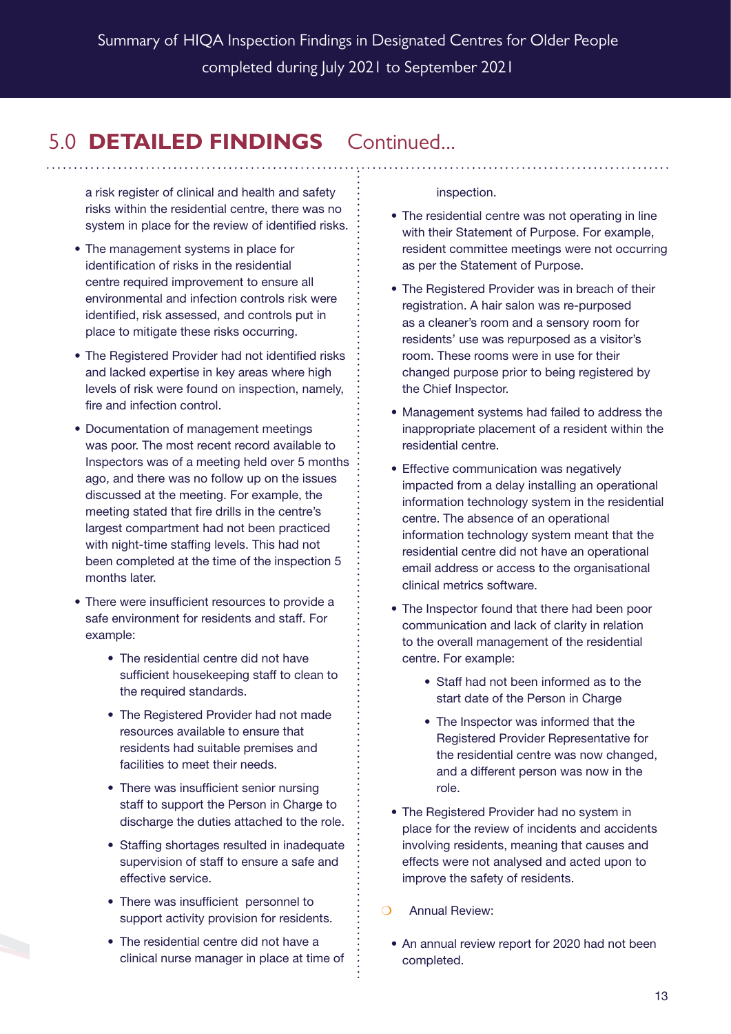## 5.0 **DETAILED FINDINGS** Continued...

a risk register of clinical and health and safety risks within the residential centre, there was no system in place for the review of identified risks.

- The management systems in place for identification of risks in the residential centre required improvement to ensure all environmental and infection controls risk were identified, risk assessed, and controls put in place to mitigate these risks occurring.
- The Registered Provider had not identified risks and lacked expertise in key areas where high levels of risk were found on inspection, namely, fire and infection control.
- Documentation of management meetings was poor. The most recent record available to Inspectors was of a meeting held over 5 months ago, and there was no follow up on the issues discussed at the meeting. For example, the meeting stated that fire drills in the centre's largest compartment had not been practiced with night-time staffing levels. This had not been completed at the time of the inspection 5 months later.
- There were insufficient resources to provide a safe environment for residents and staff. For example:
    - The residential centre did not have sufficient housekeeping staff to clean to the required standards.
    - The Registered Provider had not made resources available to ensure that residents had suitable premises and facilities to meet their needs.
    - There was insufficient senior nursing staff to support the Person in Charge to discharge the duties attached to the role.
    - Staffing shortages resulted in inadequate supervision of staff to ensure a safe and effective service.
    - There was insufficient personnel to support activity provision for residents.
    - The residential centre did not have a clinical nurse manager in place at time of inspection.
- The residential centre was not operating in line with their Statement of Purpose. For example, resident committee meetings were not occurring as per the Statement of Purpose.
- The Registered Provider was in breach of their registration. A hair salon was re-purposed as a cleaner's room and a sensory room for residents' use was repurposed as a visitor's room. These rooms were in use for their changed purpose prior to being registered by the Chief Inspector.
- Management systems had failed to address the inappropriate placement of a resident within the residential centre.
- Effective communication was negatively impacted from a delay installing an operational information technology system in the residential centre. The absence of an operational information technology system meant that the residential centre did not have an operational email address or access to the organisational clinical metrics software.
- The Inspector found that there had been poor communication and lack of clarity in relation to the overall management of the residential centre. For example:
    - Staff had not been informed as to the start date of the Person in Charge
    - The Inspector was informed that the Registered Provider Representative for the residential centre was now changed, and a different person was now in the role.
- The Registered Provider had no system in place for the review of incidents and accidents involving residents, meaning that causes and effects were not analysed and acted upon to improve the safety of residents.

- Annual Review:
    - An annual review report for 2020 had not been completed.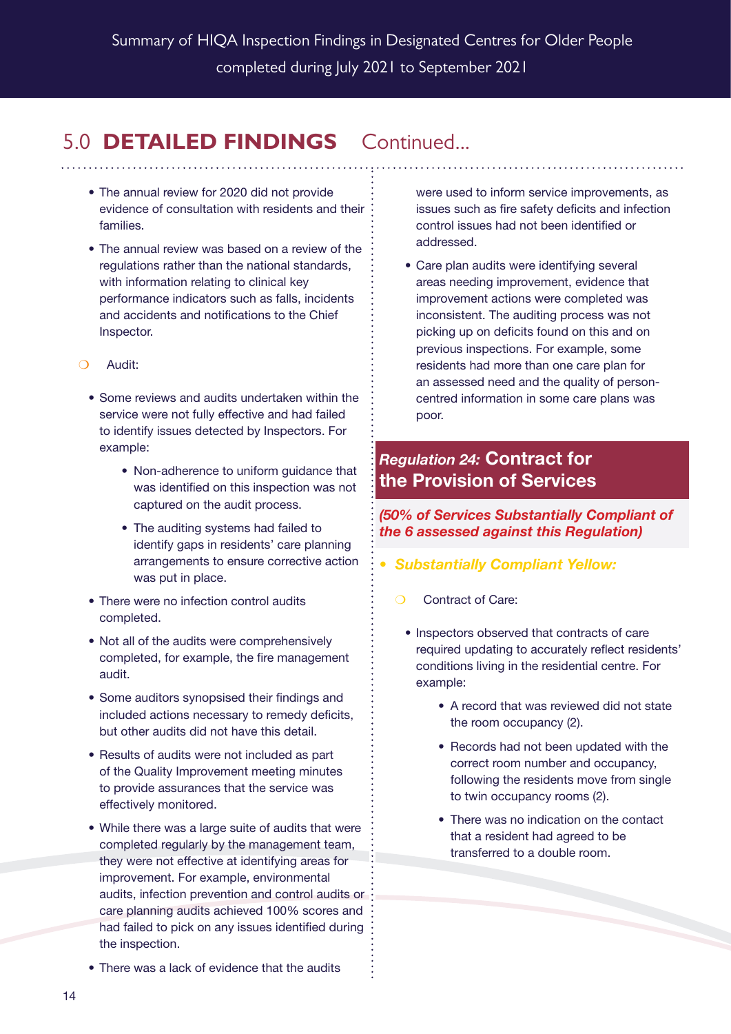## 5.0 DETAILED FINDINGS Continued...

- The annual review for 2020 did not provide evidence of consultation with residents and their families.
- The annual review was based on a review of the regulations rather than the national standards, with information relating to clinical key performance indicators such as falls, incidents and accidents and notifications to the Chief Inspector.

- Audit:

- Some reviews and audits undertaken within the service were not fully effective and had failed to identify issues detected by Inspectors. For example:
  - Non-adherence to uniform guidance that was identified on this inspection was not captured on the audit process.
  - The auditing systems had failed to identify gaps in residents' care planning arrangements to ensure corrective action was put in place.
- There were no infection control audits completed.
- Not all of the audits were comprehensively completed, for example, the fire management audit.
- Some auditors synopsised their findings and included actions necessary to remedy deficits, but other audits did not have this detail.
- Results of audits were not included as part of the Quality Improvement meeting minutes to provide assurances that the service was effectively monitored.
- While there was a large suite of audits that were completed regularly by the management team, they were not effective at identifying areas for improvement. For example, environmental audits, infection prevention and control audits or care planning audits achieved 100% scores and had failed to pick on any issues identified during the inspection.
- There was a lack of evidence that the audits were used to inform service improvements, as issues such as fire safety deficits and infection control issues had not been identified or addressed.
- Care plan audits were identifying several areas needing improvement, evidence that improvement actions were completed was inconsistent. The auditing process was not picking up on deficits found on this and on previous inspections. For example, some residents had more than one care plan for an assessed need and the quality of person-centred information in some care plans was poor.

### *Regulation 24:* Contract for the Provision of Services

***(50% of Services Substantially Compliant of the 6 assessed against this Regulation)***

- ***Substantially Compliant Yellow:***

  - Contract of Care:

- Inspectors observed that contracts of care required updating to accurately reflect residents' conditions living in the residential centre. For example:
  - A record that was reviewed did not state the room occupancy (2).
  - Records had not been updated with the correct room number and occupancy, following the residents move from single to twin occupancy rooms (2).
  - There was no indication on the contact that a resident had agreed to be transferred to a double room.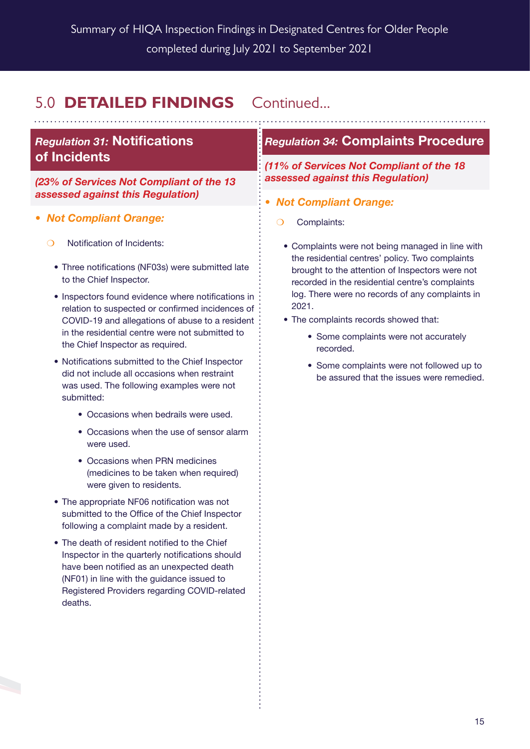## 5.0 **DETAILED FINDINGS** Continued...

### *Regulation 31:* Notifications of Incidents

***(23% of Services Not Compliant of the 13 assessed against this Regulation)***

- ***Not Compliant Orange:***
  - Notification of Incidents:
    - Three notifications (NF03s) were submitted late to the Chief Inspector.
    - Inspectors found evidence where notifications in relation to suspected or confirmed incidences of COVID-19 and allegations of abuse to a resident in the residential centre were not submitted to the Chief Inspector as required.
    - Notifications submitted to the Chief Inspector did not include all occasions when restraint was used. The following examples were not submitted:
      - Occasions when bedrails were used.
      - Occasions when the use of sensor alarm were used.
      - Occasions when PRN medicines (medicines to be taken when required) were given to residents.
    - The appropriate NF06 notification was not submitted to the Office of the Chief Inspector following a complaint made by a resident.
    - The death of resident notified to the Chief Inspector in the quarterly notifications should have been notified as an unexpected death (NF01) in line with the guidance issued to Registered Providers regarding COVID-related deaths.

### *Regulation 34:* Complaints Procedure

***(11% of Services Not Compliant of the 18 assessed against this Regulation)***

- ***Not Compliant Orange:***
  - Complaints:
    - Complaints were not being managed in line with the residential centres' policy. Two complaints brought to the attention of Inspectors were not recorded in the residential centre's complaints log. There were no records of any complaints in 2021.
    - The complaints records showed that:
      - Some complaints were not accurately recorded.
      - Some complaints were not followed up to be assured that the issues were remedied.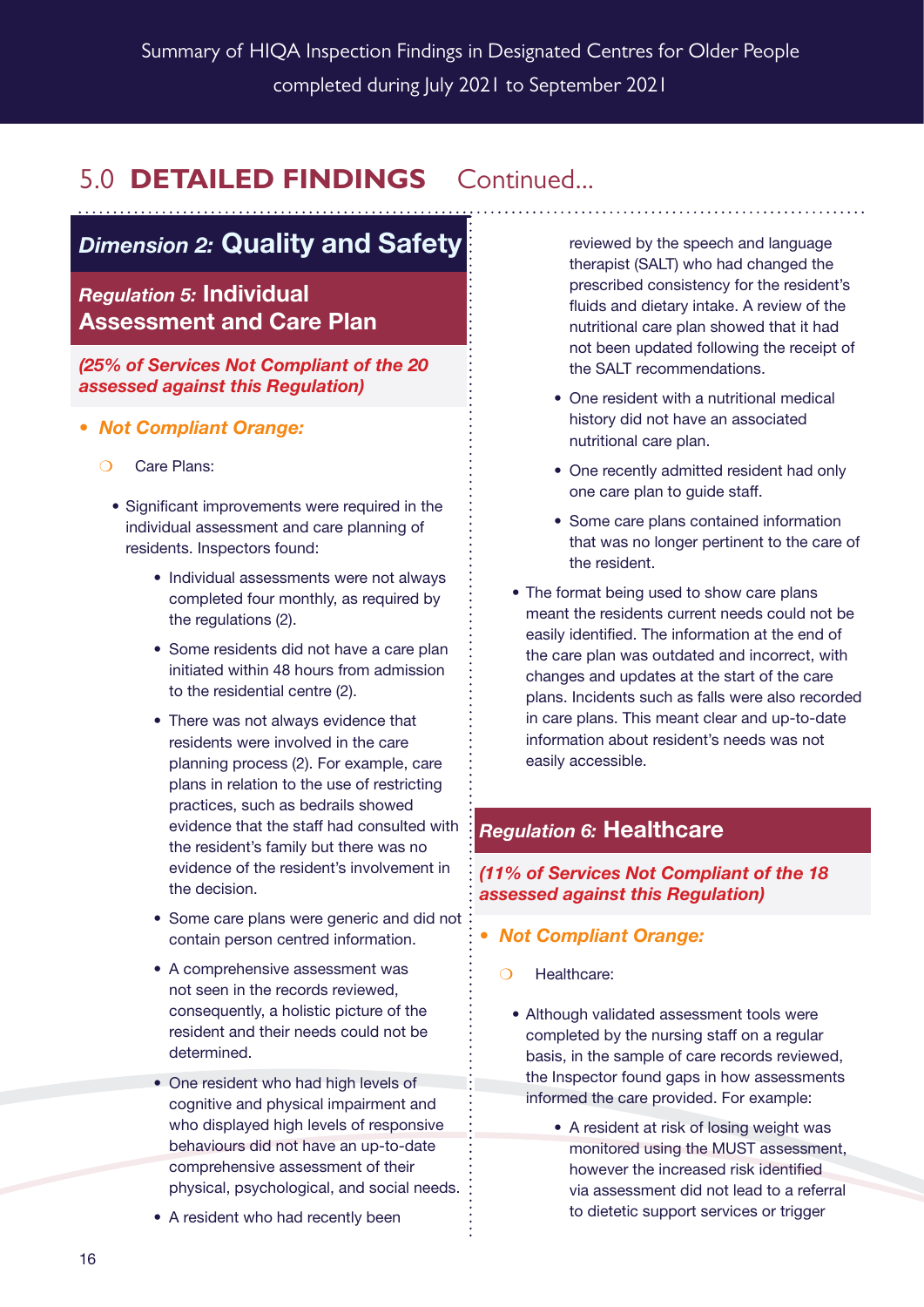## 5.0 DETAILED FINDINGS Continued...

### *Dimension 2:* Quality and Safety

#### *Regulation 5:* Individual Assessment and Care Plan

***(25% of Services Not Compliant of the 20 assessed against this Regulation)***

- ***Not Compliant Orange:***
  - Care Plans:
    - Significant improvements were required in the individual assessment and care planning of residents. Inspectors found:
      - Individual assessments were not always completed four monthly, as required by the regulations (2).
      - Some residents did not have a care plan initiated within 48 hours from admission to the residential centre (2).
      - There was not always evidence that residents were involved in the care planning process (2). For example, care plans in relation to the use of restricting practices, such as bedrails showed evidence that the staff had consulted with the resident's family but there was no evidence of the resident's involvement in the decision.
      - Some care plans were generic and did not contain person centred information.
      - A comprehensive assessment was not seen in the records reviewed, consequently, a holistic picture of the resident and their needs could not be determined.
      - One resident who had high levels of cognitive and physical impairment and who displayed high levels of responsive behaviours did not have an up-to-date comprehensive assessment of their physical, psychological, and social needs.
      - A resident who had recently been reviewed by the speech and language therapist (SALT) who had changed the prescribed consistency for the resident's fluids and dietary intake. A review of the nutritional care plan showed that it had not been updated following the receipt of the SALT recommendations.
      - One resident with a nutritional medical history did not have an associated nutritional care plan.
      - One recently admitted resident had only one care plan to guide staff.
      - Some care plans contained information that was no longer pertinent to the care of the resident.
    - The format being used to show care plans meant the residents current needs could not be easily identified. The information at the end of the care plan was outdated and incorrect, with changes and updates at the start of the care plans. Incidents such as falls were also recorded in care plans. This meant clear and up-to-date information about resident's needs was not easily accessible.

#### *Regulation 6:* Healthcare

***(11% of Services Not Compliant of the 18 assessed against this Regulation)***

- ***Not Compliant Orange:***
  - Healthcare:
    - Although validated assessment tools were completed by the nursing staff on a regular basis, in the sample of care records reviewed, the Inspector found gaps in how assessments informed the care provided. For example:
      - A resident at risk of losing weight was monitored using the MUST assessment, however the increased risk identified via assessment did not lead to a referral to dietetic support services or trigger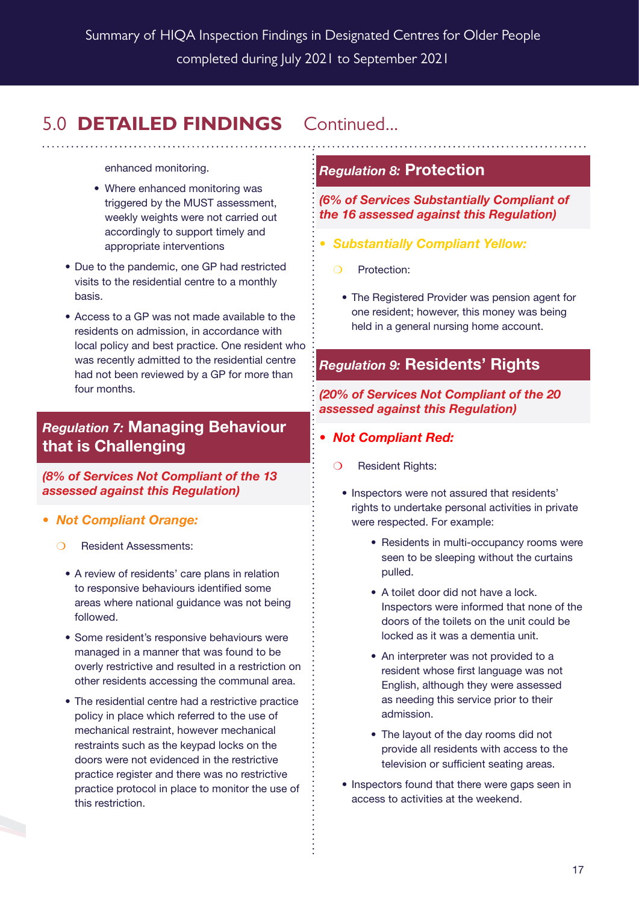## 5.0 DETAILED FINDINGS Continued...

enhanced monitoring.

- Where enhanced monitoring was triggered by the MUST assessment, weekly weights were not carried out accordingly to support timely and appropriate interventions

- Due to the pandemic, one GP had restricted visits to the residential centre to a monthly basis.
- Access to a GP was not made available to the residents on admission, in accordance with local policy and best practice. One resident who was recently admitted to the residential centre had not been reviewed by a GP for more than four months.

### *Regulation 7:* Managing Behaviour that is Challenging

***(8% of Services Not Compliant of the 13 assessed against this Regulation)***

- ***Not Compliant Orange:***
  - Resident Assessments:
    - A review of residents' care plans in relation to responsive behaviours identified some areas where national guidance was not being followed.
    - Some resident's responsive behaviours were managed in a manner that was found to be overly restrictive and resulted in a restriction on other residents accessing the communal area.
    - The residential centre had a restrictive practice policy in place which referred to the use of mechanical restraint, however mechanical restraints such as the keypad locks on the doors were not evidenced in the restrictive practice register and there was no restrictive practice protocol in place to monitor the use of this restriction.

### *Regulation 8:* Protection

***(6% of Services Substantially Compliant of the 16 assessed against this Regulation)***

- ***Substantially Compliant Yellow:***
  - Protection:
    - The Registered Provider was pension agent for one resident; however, this money was being held in a general nursing home account.

### *Regulation 9:* Residents' Rights

***(20% of Services Not Compliant of the 20 assessed against this Regulation)***

- ***Not Compliant Red:***
  - Resident Rights:
    - Inspectors were not assured that residents' rights to undertake personal activities in private were respected. For example:
      - Residents in multi-occupancy rooms were seen to be sleeping without the curtains pulled.
      - A toilet door did not have a lock. Inspectors were informed that none of the doors of the toilets on the unit could be locked as it was a dementia unit.
      - An interpreter was not provided to a resident whose first language was not English, although they were assessed as needing this service prior to their admission.
      - The layout of the day rooms did not provide all residents with access to the television or sufficient seating areas.
    - Inspectors found that there were gaps seen in access to activities at the weekend.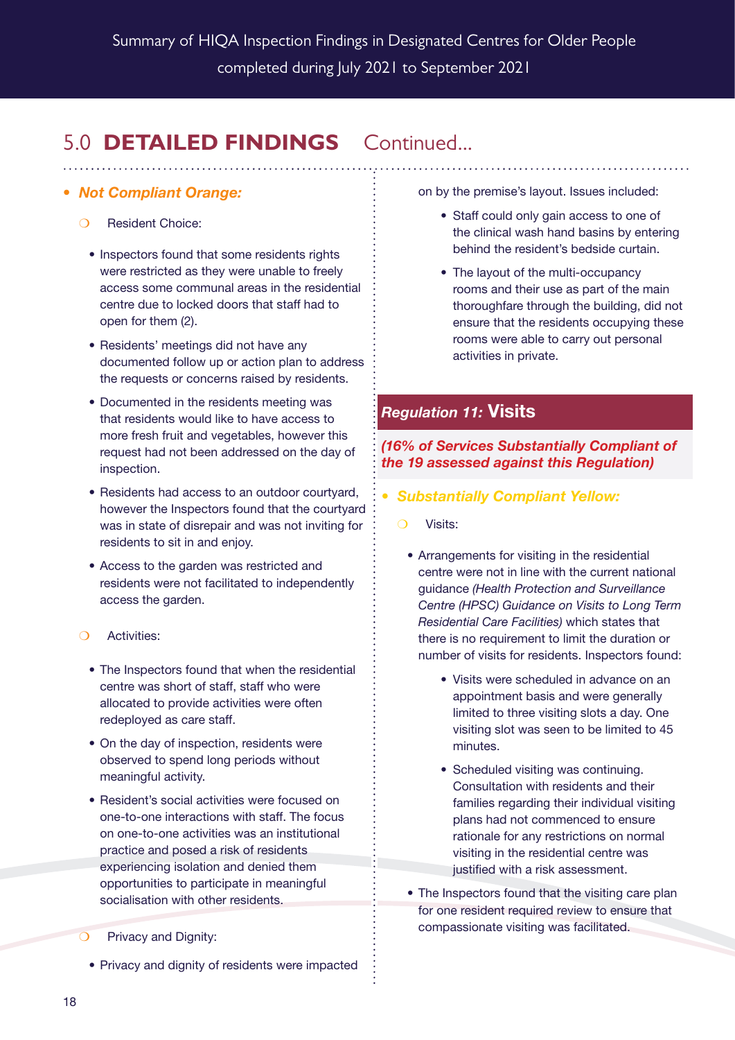## 5.0 **DETAILED FINDINGS** Continued...

- ***Not Compliant Orange:***
  - Resident Choice:
    - Inspectors found that some residents rights were restricted as they were unable to freely access some communal areas in the residential centre due to locked doors that staff had to open for them (2).
    - Residents' meetings did not have any documented follow up or action plan to address the requests or concerns raised by residents.
    - Documented in the residents meeting was that residents would like to have access to more fresh fruit and vegetables, however this request had not been addressed on the day of inspection.
    - Residents had access to an outdoor courtyard, however the Inspectors found that the courtyard was in state of disrepair and was not inviting for residents to sit in and enjoy.
    - Access to the garden was restricted and residents were not facilitated to independently access the garden.
  - Activities:
    - The Inspectors found that when the residential centre was short of staff, staff who were allocated to provide activities were often redeployed as care staff.
    - On the day of inspection, residents were observed to spend long periods without meaningful activity.
    - Resident's social activities were focused on one-to-one interactions with staff. The focus on one-to-one activities was an institutional practice and posed a risk of residents experiencing isolation and denied them opportunities to participate in meaningful socialisation with other residents.
  - Privacy and Dignity:
    - Privacy and dignity of residents were impacted on by the premise's layout. Issues included:
      - Staff could only gain access to one of the clinical wash hand basins by entering behind the resident's bedside curtain.
      - The layout of the multi-occupancy rooms and their use as part of the main thoroughfare through the building, did not ensure that the residents occupying these rooms were able to carry out personal activities in private.

### *Regulation 11:* Visits

***(16% of Services Substantially Compliant of the 19 assessed against this Regulation)***

- ***Substantially Compliant Yellow:***
  - Visits:
    - Arrangements for visiting in the residential centre were not in line with the current national guidance *(Health Protection and Surveillance Centre (HPSC) Guidance on Visits to Long Term Residential Care Facilities)* which states that there is no requirement to limit the duration or number of visits for residents. Inspectors found:
      - Visits were scheduled in advance on an appointment basis and were generally limited to three visiting slots a day. One visiting slot was seen to be limited to 45 minutes.
      - Scheduled visiting was continuing. Consultation with residents and their families regarding their individual visiting plans had not commenced to ensure rationale for any restrictions on normal visiting in the residential centre was justified with a risk assessment.
    - The Inspectors found that the visiting care plan for one resident required review to ensure that compassionate visiting was facilitated.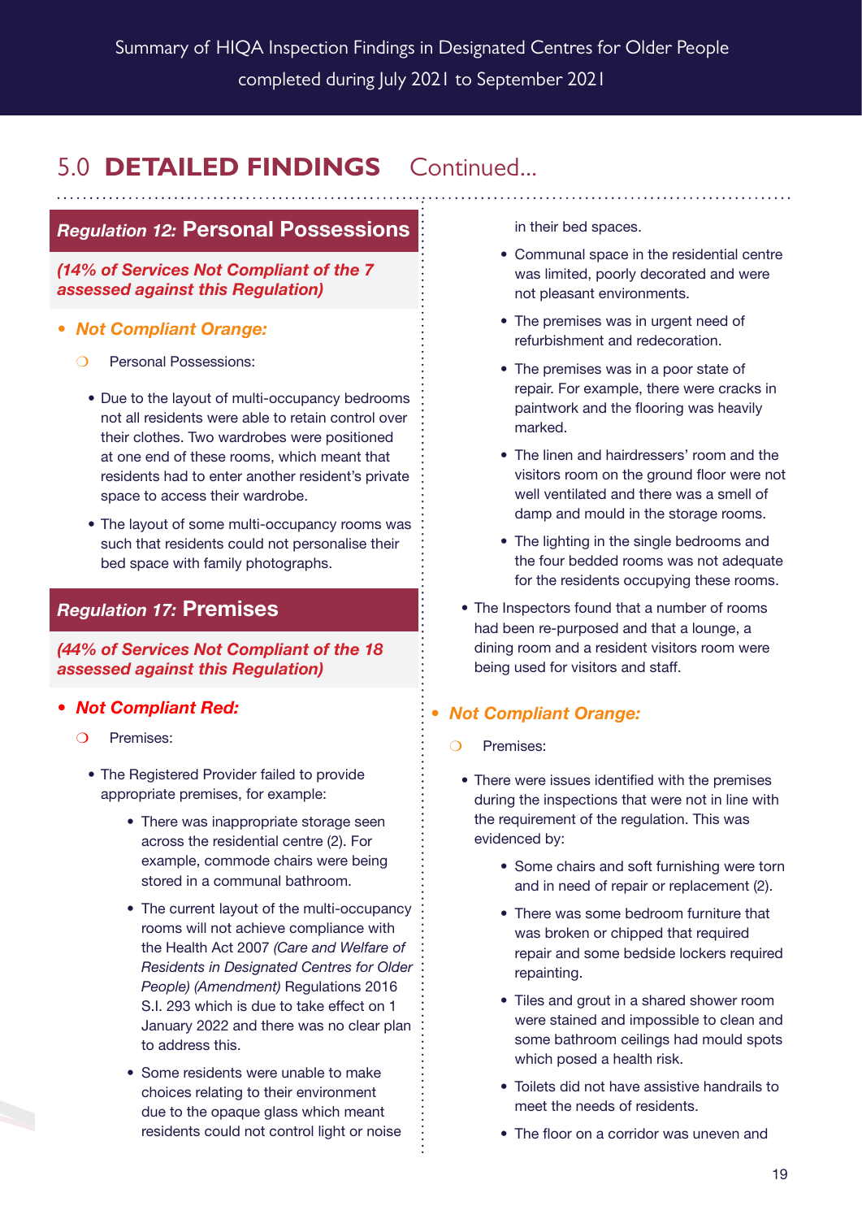## 5.0 DETAILED FINDINGS Continued...

### *Regulation 12:* Personal Possessions

***(14% of Services Not Compliant of the 7 assessed against this Regulation)***

- ***Not Compliant Orange:***
  - Personal Possessions:
    - Due to the layout of multi-occupancy bedrooms not all residents were able to retain control over their clothes. Two wardrobes were positioned at one end of these rooms, which meant that residents had to enter another resident's private space to access their wardrobe.
    - The layout of some multi-occupancy rooms was such that residents could not personalise their bed space with family photographs.

### *Regulation 17:* Premises

***(44% of Services Not Compliant of the 18 assessed against this Regulation)***

- ***Not Compliant Red:***
  - Premises:
    - The Registered Provider failed to provide appropriate premises, for example:
      - There was inappropriate storage seen across the residential centre (2). For example, commode chairs were being stored in a communal bathroom.
      - The current layout of the multi-occupancy rooms will not achieve compliance with the Health Act 2007 *(Care and Welfare of Residents in Designated Centres for Older People) (Amendment)* Regulations 2016 S.I. 293 which is due to take effect on 1 January 2022 and there was no clear plan to address this.
      - Some residents were unable to make choices relating to their environment due to the opaque glass which meant residents could not control light or noise in their bed spaces.
      - Communal space in the residential centre was limited, poorly decorated and were not pleasant environments.
      - The premises was in urgent need of refurbishment and redecoration.
      - The premises was in a poor state of repair. For example, there were cracks in paintwork and the flooring was heavily marked.
      - The linen and hairdressers' room and the visitors room on the ground floor were not well ventilated and there was a smell of damp and mould in the storage rooms.
      - The lighting in the single bedrooms and the four bedded rooms was not adequate for the residents occupying these rooms.
    - The Inspectors found that a number of rooms had been re-purposed and that a lounge, a dining room and a resident visitors room were being used for visitors and staff.

- ***Not Compliant Orange:***
  - Premises:
    - There were issues identified with the premises during the inspections that were not in line with the requirement of the regulation. This was evidenced by:
      - Some chairs and soft furnishing were torn and in need of repair or replacement (2).
      - There was some bedroom furniture that was broken or chipped that required repair and some bedside lockers required repainting.
      - Tiles and grout in a shared shower room were stained and impossible to clean and some bathroom ceilings had mould spots which posed a health risk.
      - Toilets did not have assistive handrails to meet the needs of residents.
      - The floor on a corridor was uneven and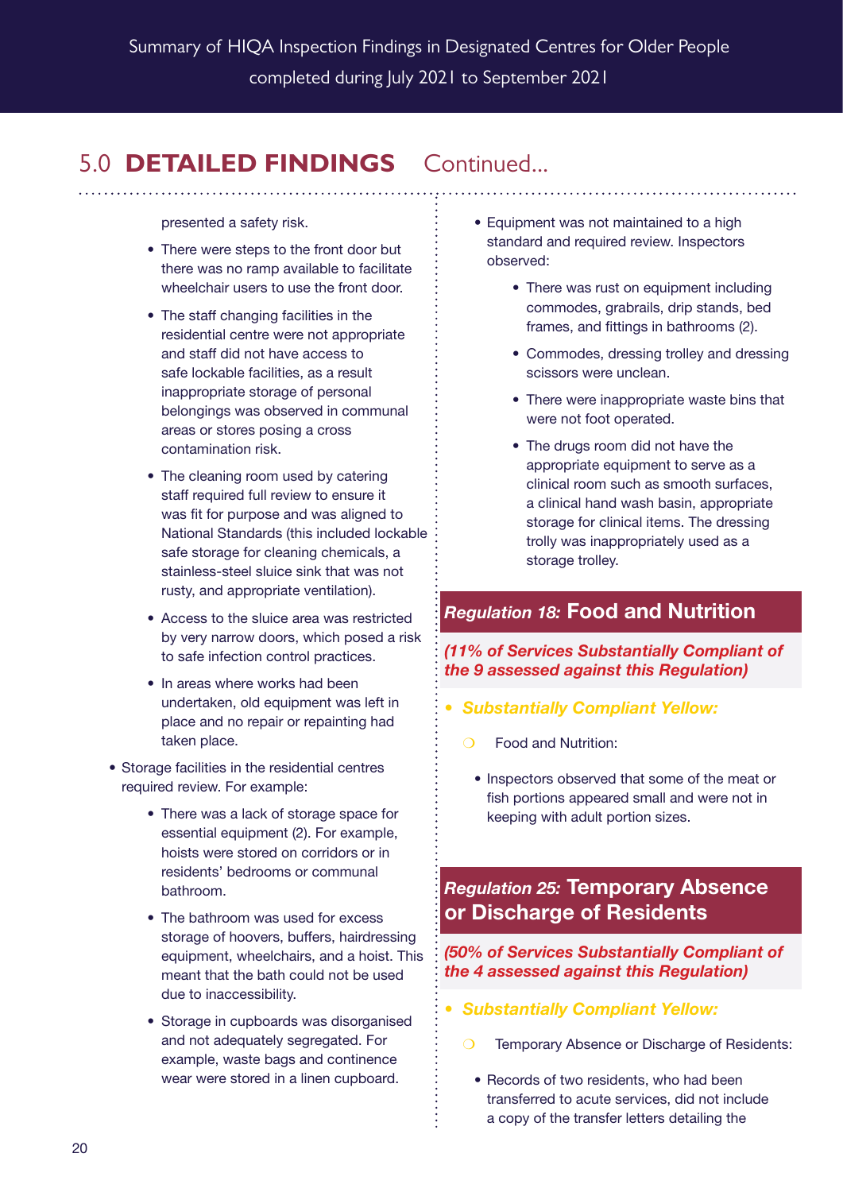## 5.0 DETAILED FINDINGS Continued...

presented a safety risk.

- There were steps to the front door but there was no ramp available to facilitate wheelchair users to use the front door.
- The staff changing facilities in the residential centre were not appropriate and staff did not have access to safe lockable facilities, as a result inappropriate storage of personal belongings was observed in communal areas or stores posing a cross contamination risk.
- The cleaning room used by catering staff required full review to ensure it was fit for purpose and was aligned to National Standards (this included lockable safe storage for cleaning chemicals, a stainless-steel sluice sink that was not rusty, and appropriate ventilation).
- Access to the sluice area was restricted by very narrow doors, which posed a risk to safe infection control practices.
- In areas where works had been undertaken, old equipment was left in place and no repair or repainting had taken place.

- Storage facilities in the residential centres required review. For example:
  - There was a lack of storage space for essential equipment (2). For example, hoists were stored on corridors or in residents' bedrooms or communal bathroom.
  - The bathroom was used for excess storage of hoovers, buffers, hairdressing equipment, wheelchairs, and a hoist. This meant that the bath could not be used due to inaccessibility.
  - Storage in cupboards was disorganised and not adequately segregated. For example, waste bags and continence wear were stored in a linen cupboard.

- Equipment was not maintained to a high standard and required review. Inspectors observed:
  - There was rust on equipment including commodes, grabrails, drip stands, bed frames, and fittings in bathrooms (2).
  - Commodes, dressing trolley and dressing scissors were unclean.
  - There were inappropriate waste bins that were not foot operated.
  - The drugs room did not have the appropriate equipment to serve as a clinical room such as smooth surfaces, a clinical hand wash basin, appropriate storage for clinical items. The dressing trolly was inappropriately used as a storage trolley.

### *Regulation 18:* Food and Nutrition

***(11% of Services Substantially Compliant of the 9 assessed against this Regulation)***

- ***Substantially Compliant Yellow:***
  - Food and Nutrition:
    - Inspectors observed that some of the meat or fish portions appeared small and were not in keeping with adult portion sizes.

### *Regulation 25:* Temporary Absence or Discharge of Residents

***(50% of Services Substantially Compliant of the 4 assessed against this Regulation)***

- ***Substantially Compliant Yellow:***
  - Temporary Absence or Discharge of Residents:
    - Records of two residents, who had been transferred to acute services, did not include a copy of the transfer letters detailing the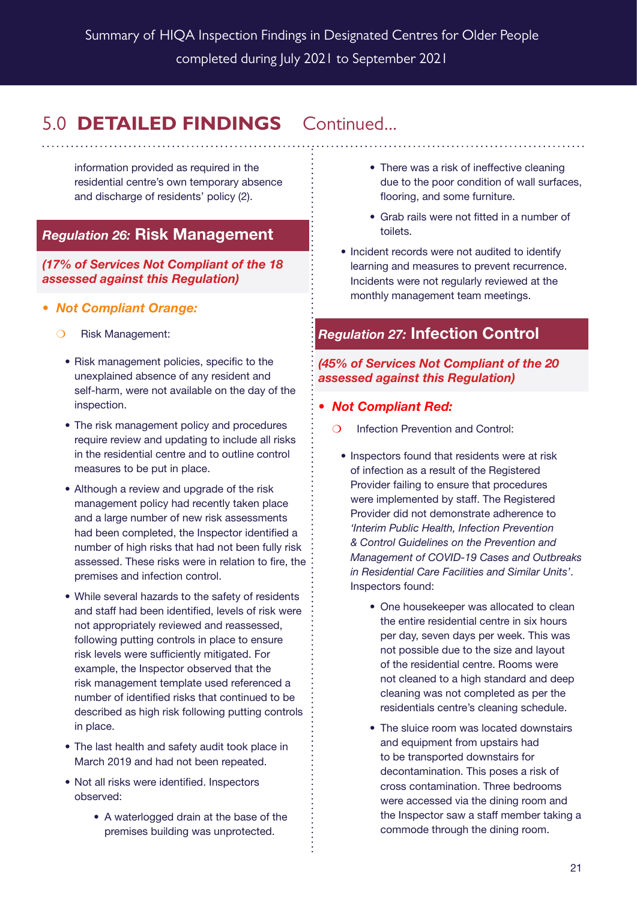## 5.0 DETAILED FINDINGS Continued...

information provided as required in the residential centre's own temporary absence and discharge of residents' policy (2).

### *Regulation 26:* Risk Management

***(17% of Services Not Compliant of the 18 assessed against this Regulation)***

- ***Not Compliant Orange:***
  - Risk Management:
    - Risk management policies, specific to the unexplained absence of any resident and self-harm, were not available on the day of the inspection.
    - The risk management policy and procedures require review and updating to include all risks in the residential centre and to outline control measures to be put in place.
    - Although a review and upgrade of the risk management policy had recently taken place and a large number of new risk assessments had been completed, the Inspector identified a number of high risks that had not been fully risk assessed. These risks were in relation to fire, the premises and infection control.
    - While several hazards to the safety of residents and staff had been identified, levels of risk were not appropriately reviewed and reassessed, following putting controls in place to ensure risk levels were sufficiently mitigated. For example, the Inspector observed that the risk management template used referenced a number of identified risks that continued to be described as high risk following putting controls in place.
    - The last health and safety audit took place in March 2019 and had not been repeated.
    - Not all risks were identified. Inspectors observed:
      - A waterlogged drain at the base of the premises building was unprotected.
      - There was a risk of ineffective cleaning due to the poor condition of wall surfaces, flooring, and some furniture.
      - Grab rails were not fitted in a number of toilets.
    - Incident records were not audited to identify learning and measures to prevent recurrence. Incidents were not regularly reviewed at the monthly management team meetings.

### *Regulation 27:* Infection Control

***(45% of Services Not Compliant of the 20 assessed against this Regulation)***

- ***Not Compliant Red:***
  - Infection Prevention and Control:
    - Inspectors found that residents were at risk of infection as a result of the Registered Provider failing to ensure that procedures were implemented by staff. The Registered Provider did not demonstrate adherence to *'Interim Public Health, Infection Prevention & Control Guidelines on the Prevention and Management of COVID-19 Cases and Outbreaks in Residential Care Facilities and Similar Units'*. Inspectors found:
      - One housekeeper was allocated to clean the entire residential centre in six hours per day, seven days per week. This was not possible due to the size and layout of the residential centre. Rooms were not cleaned to a high standard and deep cleaning was not completed as per the residentials centre's cleaning schedule.
      - The sluice room was located downstairs and equipment from upstairs had to be transported downstairs for decontamination. This poses a risk of cross contamination. Three bedrooms were accessed via the dining room and the Inspector saw a staff member taking a commode through the dining room.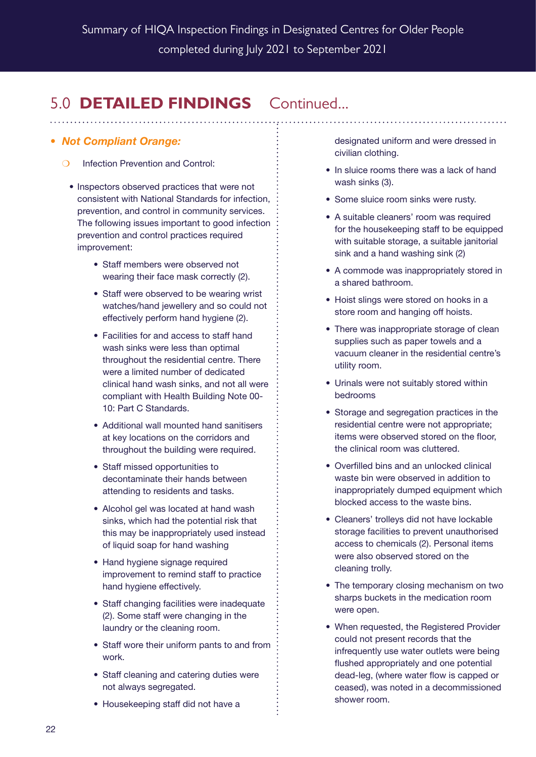## 5.0 DETAILED FINDINGS Continued...

- ***Not Compliant Orange:***
  - Infection Prevention and Control:
    - Inspectors observed practices that were not consistent with National Standards for infection, prevention, and control in community services. The following issues important to good infection prevention and control practices required improvement:
      - Staff members were observed not wearing their face mask correctly (2).
      - Staff were observed to be wearing wrist watches/hand jewellery and so could not effectively perform hand hygiene (2).
      - Facilities for and access to staff hand wash sinks were less than optimal throughout the residential centre. There were a limited number of dedicated clinical hand wash sinks, and not all were compliant with Health Building Note 00-10: Part C Standards.
      - Additional wall mounted hand sanitisers at key locations on the corridors and throughout the building were required.
      - Staff missed opportunities to decontaminate their hands between attending to residents and tasks.
      - Alcohol gel was located at hand wash sinks, which had the potential risk that this may be inappropriately used instead of liquid soap for hand washing
      - Hand hygiene signage required improvement to remind staff to practice hand hygiene effectively.
      - Staff changing facilities were inadequate (2). Some staff were changing in the laundry or the cleaning room.
      - Staff wore their uniform pants to and from work.
      - Staff cleaning and catering duties were not always segregated.
      - Housekeeping staff did not have a designated uniform and were dressed in civilian clothing.
      - In sluice rooms there was a lack of hand wash sinks (3).
      - Some sluice room sinks were rusty.
      - A suitable cleaners' room was required for the housekeeping staff to be equipped with suitable storage, a suitable janitorial sink and a hand washing sink (2)
      - A commode was inappropriately stored in a shared bathroom.
      - Hoist slings were stored on hooks in a store room and hanging off hoists.
      - There was inappropriate storage of clean supplies such as paper towels and a vacuum cleaner in the residential centre's utility room.
      - Urinals were not suitably stored within bedrooms
      - Storage and segregation practices in the residential centre were not appropriate; items were observed stored on the floor, the clinical room was cluttered.
      - Overfilled bins and an unlocked clinical waste bin were observed in addition to inappropriately dumped equipment which blocked access to the waste bins.
      - Cleaners' trolleys did not have lockable storage facilities to prevent unauthorised access to chemicals (2). Personal items were also observed stored on the cleaning trolly.
      - The temporary closing mechanism on two sharps buckets in the medication room were open.
      - When requested, the Registered Provider could not present records that the infrequently use water outlets were being flushed appropriately and one potential dead-leg, (where water flow is capped or ceased), was noted in a decommissioned shower room.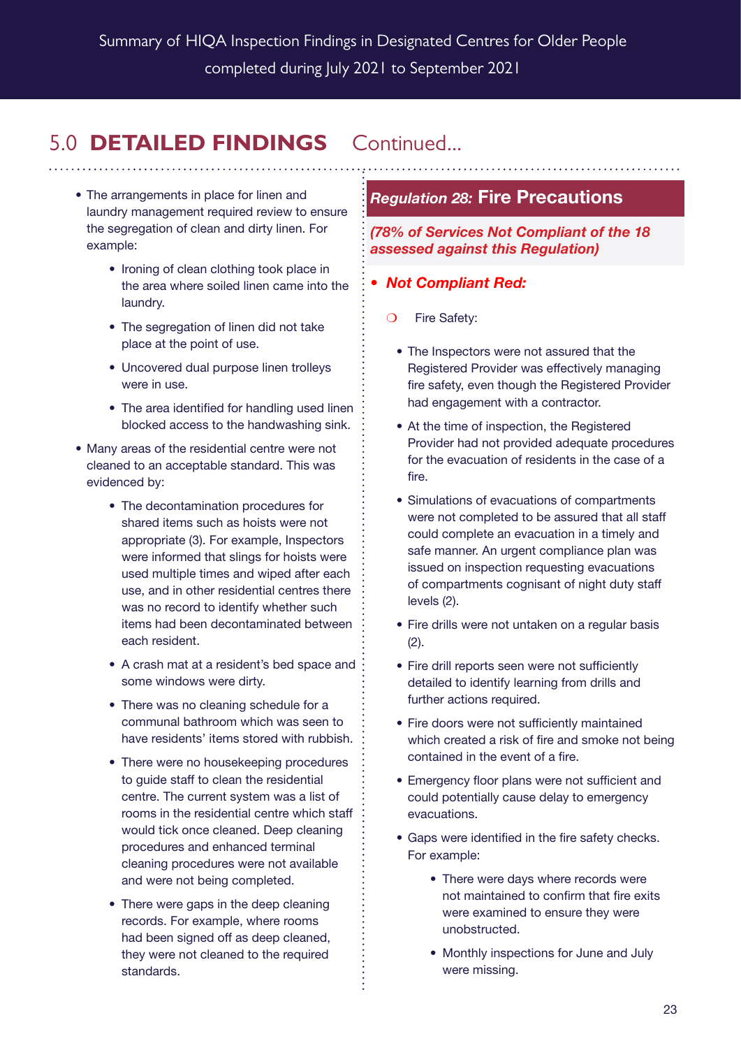## 5.0 **DETAILED FINDINGS** Continued...

- The arrangements in place for linen and laundry management required review to ensure the segregation of clean and dirty linen. For example:
  - Ironing of clean clothing took place in the area where soiled linen came into the laundry.
  - The segregation of linen did not take place at the point of use.
  - Uncovered dual purpose linen trolleys were in use.
  - The area identified for handling used linen blocked access to the handwashing sink.
- Many areas of the residential centre were not cleaned to an acceptable standard. This was evidenced by:
  - The decontamination procedures for shared items such as hoists were not appropriate (3). For example, Inspectors were informed that slings for hoists were used multiple times and wiped after each use, and in other residential centres there was no record to identify whether such items had been decontaminated between each resident.
  - A crash mat at a resident's bed space and some windows were dirty.
  - There was no cleaning schedule for a communal bathroom which was seen to have residents' items stored with rubbish.
  - There were no housekeeping procedures to guide staff to clean the residential centre. The current system was a list of rooms in the residential centre which staff would tick once cleaned. Deep cleaning procedures and enhanced terminal cleaning procedures were not available and were not being completed.
  - There were gaps in the deep cleaning records. For example, where rooms had been signed off as deep cleaned, they were not cleaned to the required standards.

### *Regulation 28:* **Fire Precautions**

***(78% of Services Not Compliant of the 18 assessed against this Regulation)***

- ***Not Compliant Red:***
  - Fire Safety:
    - The Inspectors were not assured that the Registered Provider was effectively managing fire safety, even though the Registered Provider had engagement with a contractor.
    - At the time of inspection, the Registered Provider had not provided adequate procedures for the evacuation of residents in the case of a fire.
    - Simulations of evacuations of compartments were not completed to be assured that all staff could complete an evacuation in a timely and safe manner. An urgent compliance plan was issued on inspection requesting evacuations of compartments cognisant of night duty staff levels (2).
    - Fire drills were not untaken on a regular basis (2).
    - Fire drill reports seen were not sufficiently detailed to identify learning from drills and further actions required.
    - Fire doors were not sufficiently maintained which created a risk of fire and smoke not being contained in the event of a fire.
    - Emergency floor plans were not sufficient and could potentially cause delay to emergency evacuations.
    - Gaps were identified in the fire safety checks. For example:
      - There were days where records were not maintained to confirm that fire exits were examined to ensure they were unobstructed.
      - Monthly inspections for June and July were missing.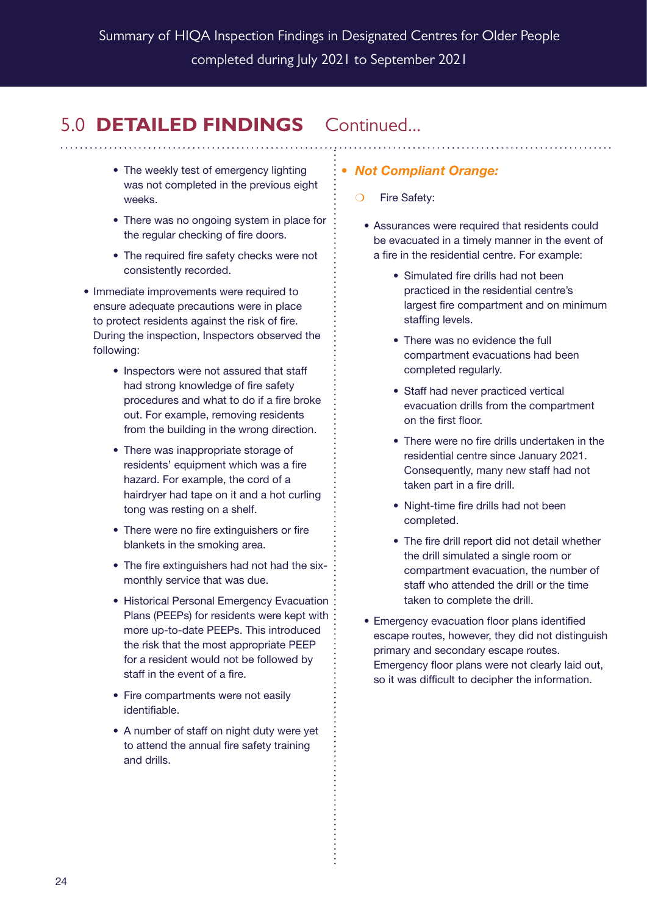## 5.0 DETAILED FINDINGS Continued...

- The weekly test of emergency lighting was not completed in the previous eight weeks.
- There was no ongoing system in place for the regular checking of fire doors.
- The required fire safety checks were not consistently recorded.

- Immediate improvements were required to ensure adequate precautions were in place to protect residents against the risk of fire. During the inspection, Inspectors observed the following:
  - Inspectors were not assured that staff had strong knowledge of fire safety procedures and what to do if a fire broke out. For example, removing residents from the building in the wrong direction.
  - There was inappropriate storage of residents' equipment which was a fire hazard. For example, the cord of a hairdryer had tape on it and a hot curling tong was resting on a shelf.
  - There were no fire extinguishers or fire blankets in the smoking area.
  - The fire extinguishers had not had the six-monthly service that was due.
  - Historical Personal Emergency Evacuation Plans (PEEPs) for residents were kept with more up-to-date PEEPs. This introduced the risk that the most appropriate PEEP for a resident would not be followed by staff in the event of a fire.
  - Fire compartments were not easily identifiable.
  - A number of staff on night duty were yet to attend the annual fire safety training and drills.

- ***Not Compliant Orange:***
  - Fire Safety:
    - Assurances were required that residents could be evacuated in a timely manner in the event of a fire in the residential centre. For example:
      - Simulated fire drills had not been practiced in the residential centre's largest fire compartment and on minimum staffing levels.
      - There was no evidence the full compartment evacuations had been completed regularly.
      - Staff had never practiced vertical evacuation drills from the compartment on the first floor.
      - There were no fire drills undertaken in the residential centre since January 2021. Consequently, many new staff had not taken part in a fire drill.
      - Night-time fire drills had not been completed.
      - The fire drill report did not detail whether the drill simulated a single room or compartment evacuation, the number of staff who attended the drill or the time taken to complete the drill.
    - Emergency evacuation floor plans identified escape routes, however, they did not distinguish primary and secondary escape routes. Emergency floor plans were not clearly laid out, so it was difficult to decipher the information.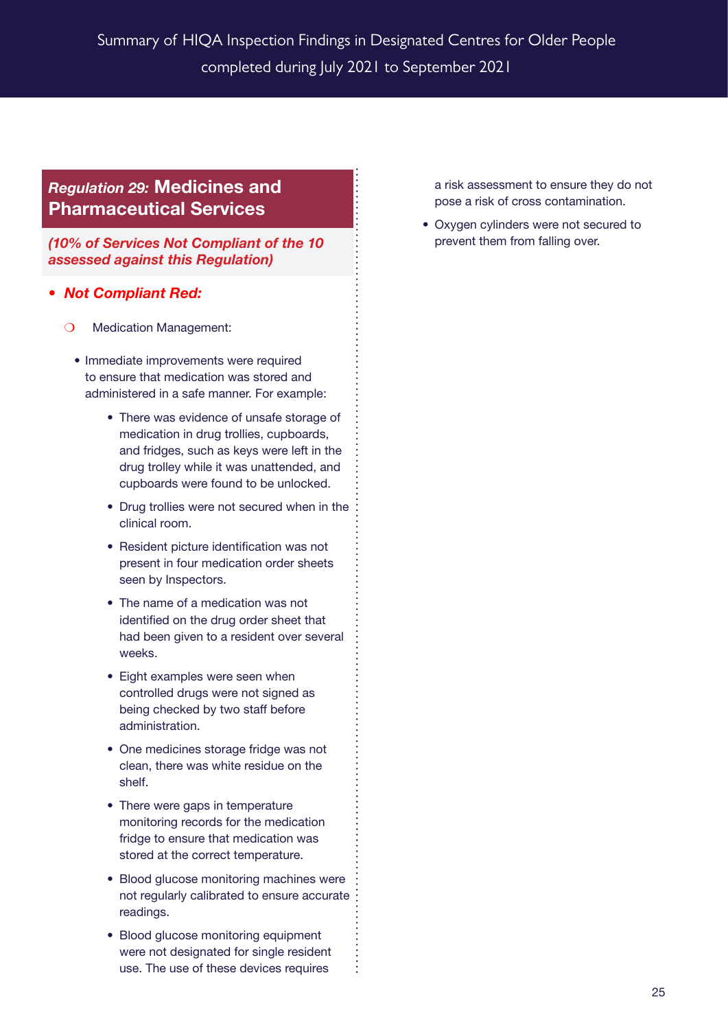## *Regulation 29:* Medicines and Pharmaceutical Services

***(10% of Services Not Compliant of the 10 assessed against this Regulation)***

- ***Not Compliant Red:***
  - Medication Management:
    - Immediate improvements were required to ensure that medication was stored and administered in a safe manner. For example:
      - There was evidence of unsafe storage of medication in drug trollies, cupboards, and fridges, such as keys were left in the drug trolley while it was unattended, and cupboards were found to be unlocked.
      - Drug trollies were not secured when in the clinical room.
      - Resident picture identification was not present in four medication order sheets seen by Inspectors.
      - The name of a medication was not identified on the drug order sheet that had been given to a resident over several weeks.
      - Eight examples were seen when controlled drugs were not signed as being checked by two staff before administration.
      - One medicines storage fridge was not clean, there was white residue on the shelf.
      - There were gaps in temperature monitoring records for the medication fridge to ensure that medication was stored at the correct temperature.
      - Blood glucose monitoring machines were not regularly calibrated to ensure accurate readings.
      - Blood glucose monitoring equipment were not designated for single resident use. The use of these devices requires a risk assessment to ensure they do not pose a risk of cross contamination.
      - Oxygen cylinders were not secured to prevent them from falling over.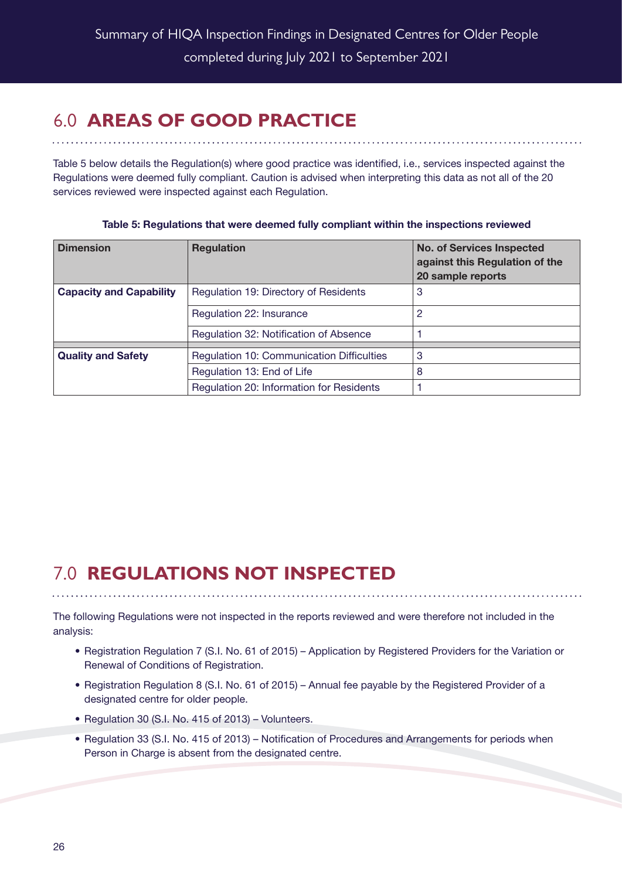## 6.0 AREAS OF GOOD PRACTICE

Table 5 below details the Regulation(s) where good practice was identified, i.e., services inspected against the Regulations were deemed fully compliant. Caution is advised when interpreting this data as not all of the 20 services reviewed were inspected against each Regulation.

**Table 5: Regulations that were deemed fully compliant within the inspections reviewed**

| Dimension | Regulation | No. of Services Inspected against this Regulation of the 20 sample reports |
|---|---|---|
| **Capacity and Capability** | Regulation 19: Directory of Residents | 3 |
| | Regulation 22: Insurance | 2 |
| | Regulation 32: Notification of Absence | 1 |
| **Quality and Safety** | Regulation 10: Communication Difficulties | 3 |
| | Regulation 13: End of Life | 8 |
| | Regulation 20: Information for Residents | 1 |

## 7.0 REGULATIONS NOT INSPECTED

The following Regulations were not inspected in the reports reviewed and were therefore not included in the analysis:

- Registration Regulation 7 (S.I. No. 61 of 2015) – Application by Registered Providers for the Variation or Renewal of Conditions of Registration.
- Registration Regulation 8 (S.I. No. 61 of 2015) – Annual fee payable by the Registered Provider of a designated centre for older people.
- Regulation 30 (S.I. No. 415 of 2013) – Volunteers.
- Regulation 33 (S.I. No. 415 of 2013) – Notification of Procedures and Arrangements for periods when Person in Charge is absent from the designated centre.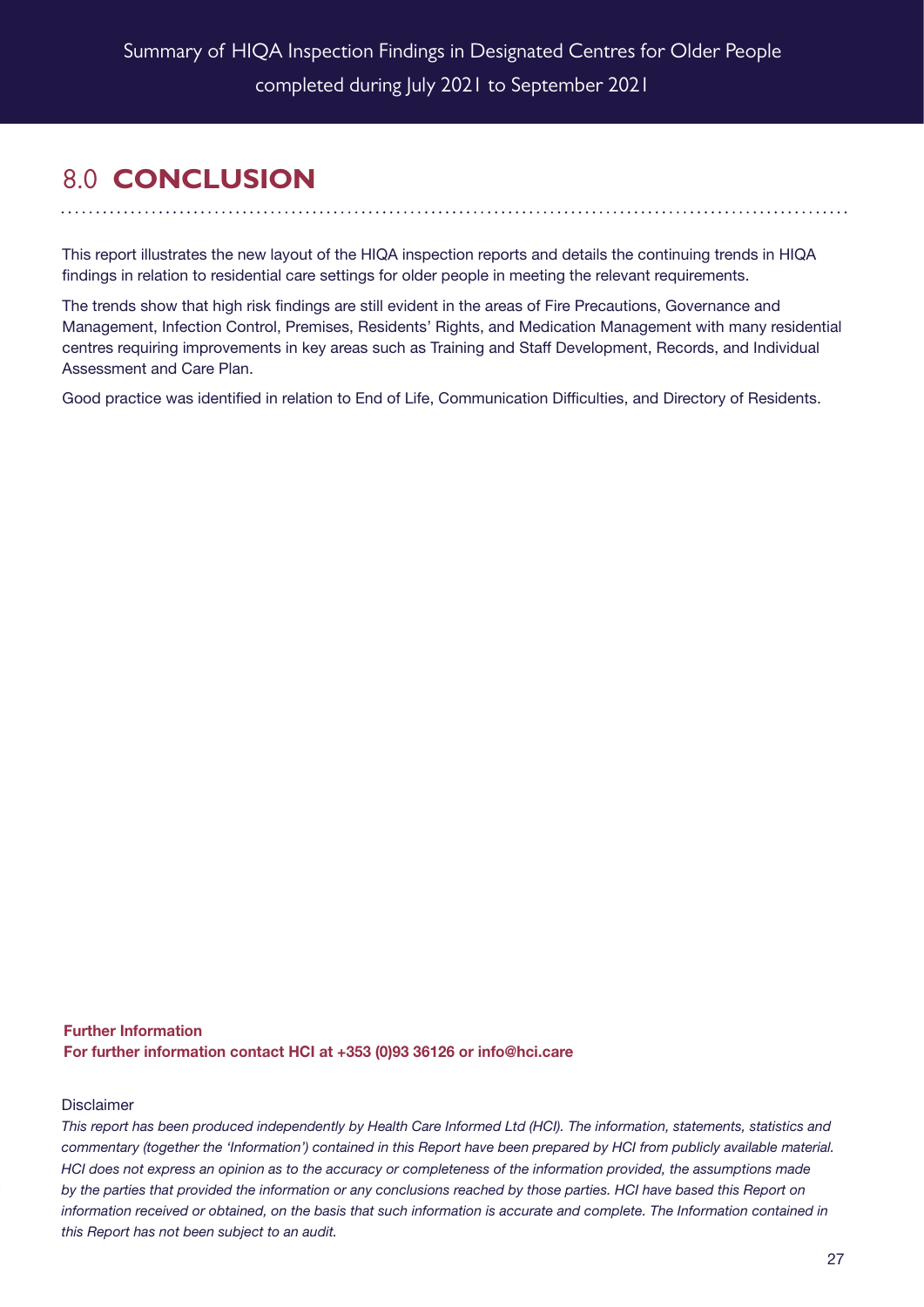## 8.0 **CONCLUSION**

This report illustrates the new layout of the HIQA inspection reports and details the continuing trends in HIQA findings in relation to residential care settings for older people in meeting the relevant requirements.

The trends show that high risk findings are still evident in the areas of Fire Precautions, Governance and Management, Infection Control, Premises, Residents' Rights, and Medication Management with many residential centres requiring improvements in key areas such as Training and Staff Development, Records, and Individual Assessment and Care Plan.

Good practice was identified in relation to End of Life, Communication Difficulties, and Directory of Residents.

**Further Information**
**For further information contact HCI at +353 (0)93 36126 or info@hci.care**

Disclaimer

*This report has been produced independently by Health Care Informed Ltd (HCI). The information, statements, statistics and commentary (together the 'Information') contained in this Report have been prepared by HCI from publicly available material. HCI does not express an opinion as to the accuracy or completeness of the information provided, the assumptions made by the parties that provided the information or any conclusions reached by those parties. HCI have based this Report on information received or obtained, on the basis that such information is accurate and complete. The Information contained in this Report has not been subject to an audit.*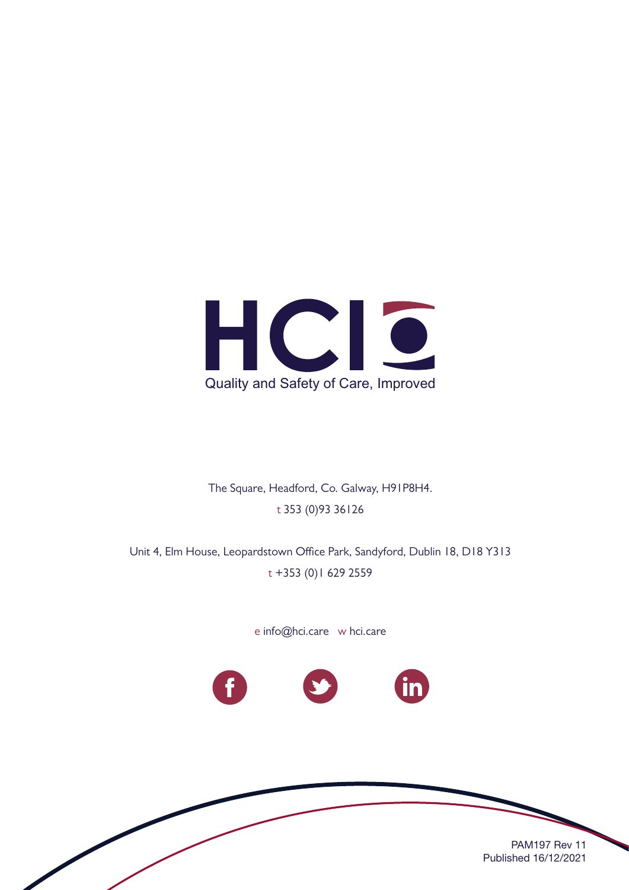HCI

Quality and Safety of Care, Improved

The Square, Headford, Co. Galway, H91P8H4.

t 353 (0)93 36126

Unit 4, Elm House, Leopardstown Office Park, Sandyford, Dublin 18, D18 Y313

t +353 (0)1 629 2559

e info@hci.care w hci.care

PAM197 Rev 11
Published 16/12/2021